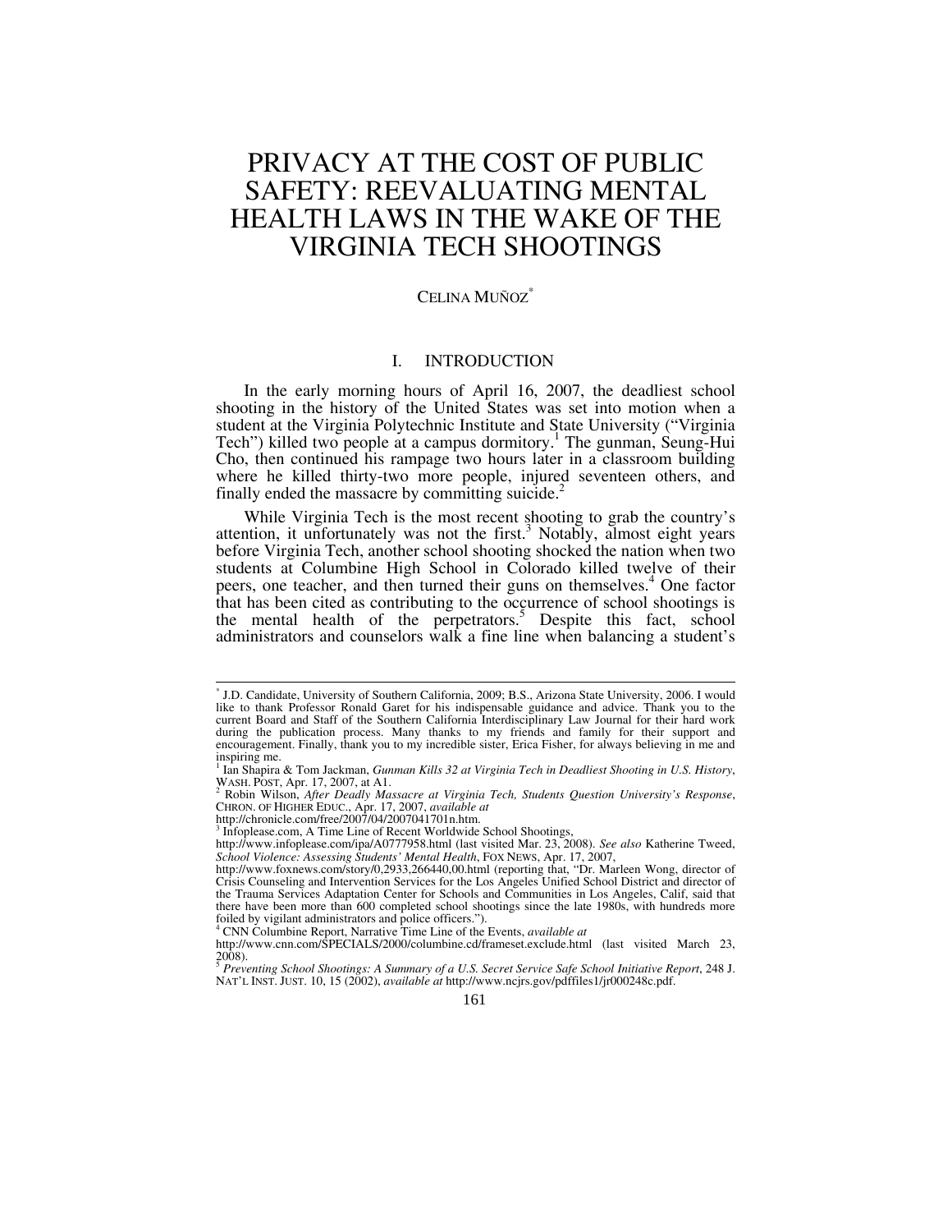# PRIVACY AT THE COST OF PUBLIC SAFETY: REEVALUATING MENTAL HEALTH LAWS IN THE WAKE OF THE VIRGINIA TECH SHOOTINGS

CELINA MUÑOZ[*]

## I. INTRODUCTION

In the early morning hours of April 16, 2007, the deadliest school shooting in the history of the United States was set into motion when a student at the Virginia Polytechnic Institute and State University ("Virginia Tech") killed two people at a campus dormitory.[1] The gunman, Seung-Hui Cho, then continued his rampage two hours later in a classroom building where he killed thirty-two more people, injured seventeen others, and finally ended the massacre by committing suicide.[2]

While Virginia Tech is the most recent shooting to grab the country's attention, it unfortunately was not the first.[3] Notably, almost eight years before Virginia Tech, another school shooting shocked the nation when two students at Columbine High School in Colorado killed twelve of their peers, one teacher, and then turned their guns on themselves.[4] One factor that has been cited as contributing to the occurrence of school shootings is the mental health of the perpetrators.[5] Despite this fact, school administrators and counselors walk a fine line when balancing a student's

---

[*] J.D. Candidate, University of Southern California, 2009; B.S., Arizona State University, 2006. I would like to thank Professor Ronald Garet for his indispensable guidance and advice. Thank you to the current Board and Staff of the Southern California Interdisciplinary Law Journal for their hard work during the publication process. Many thanks to my friends and family for their support and encouragement. Finally, thank you to my incredible sister, Erica Fisher, for always believing in me and inspiring me.

[1] Ian Shapira & Tom Jackman, *Gunman Kills 32 at Virginia Tech in Deadliest Shooting in U.S. History*, WASH. POST, Apr. 17, 2007, at A1.

[2] Robin Wilson, *After Deadly Massacre at Virginia Tech, Students Question University's Response*, CHRON. OF HIGHER EDUC., Apr. 17, 2007, *available at* http://chronicle.com/free/2007/04/2007041701n.htm.

[3] Infoplease.com, A Time Line of Recent Worldwide School Shootings, http://www.infoplease.com/ipa/A0777958.html (last visited Mar. 23, 2008). *See also* Katherine Tweed, *School Violence: Assessing Students' Mental Health*, FOX NEWS, Apr. 17, 2007, http://www.foxnews.com/story/0,2933,266440,00.html (reporting that, "Dr. Marleen Wong, director of Crisis Counseling and Intervention Services for the Los Angeles Unified School District and director of the Trauma Services Adaptation Center for Schools and Communities in Los Angeles, Calif, said that there have been more than 600 completed school shootings since the late 1980s, with hundreds more foiled by vigilant administrators and police officers.").

[4] CNN Columbine Report, Narrative Time Line of the Events, *available at* http://www.cnn.com/SPECIALS/2000/columbine.cd/frameset.exclude.html (last visited March 23, 2008).

[5] *Preventing School Shootings: A Summary of a U.S. Secret Service Safe School Initiative Report*, 248 J. NAT'L INST. JUST. 10, 15 (2002), *available at* http://www.ncjrs.gov/pdffiles1/jr000248c.pdf.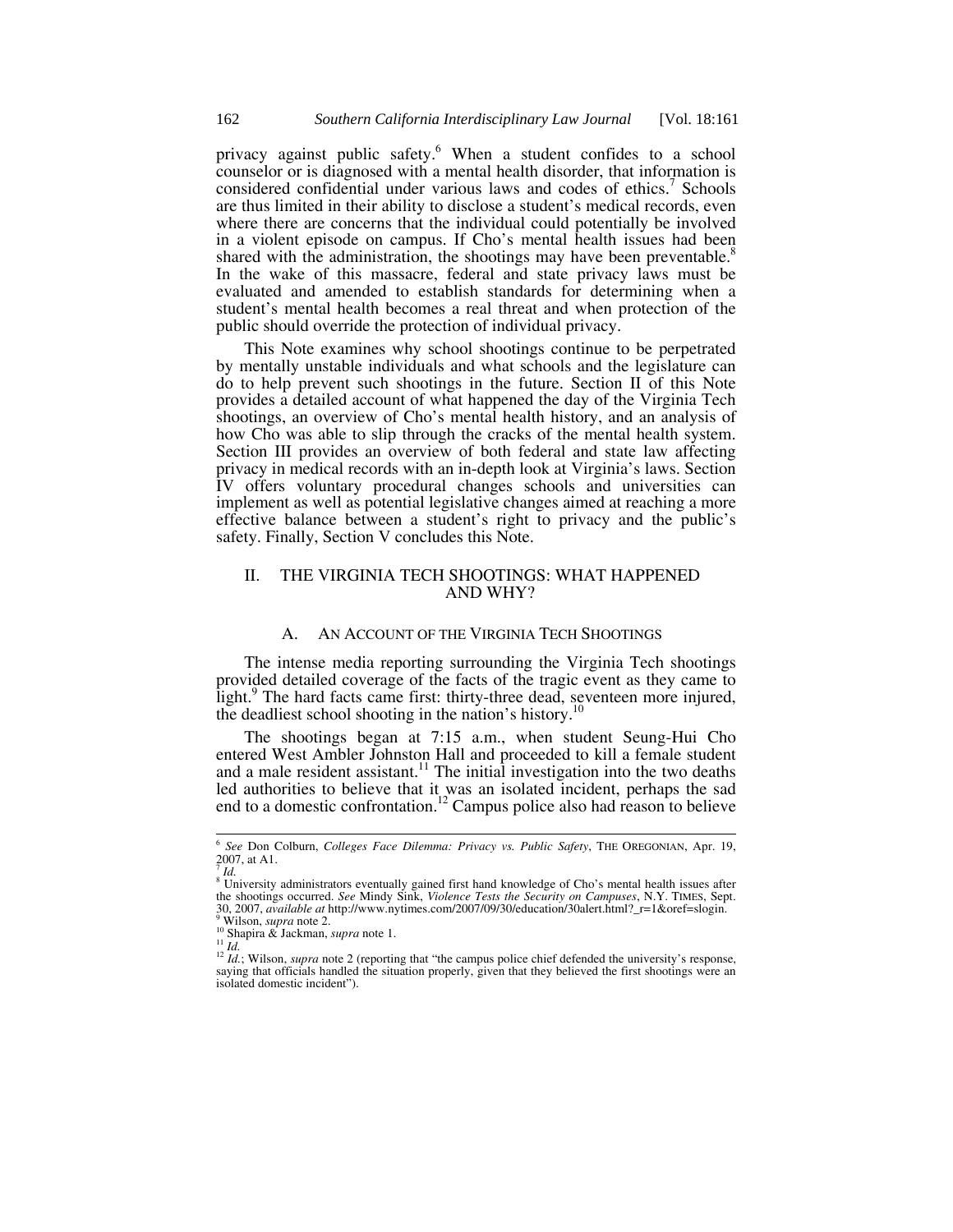privacy against public safety.[6] When a student confides to a school counselor or is diagnosed with a mental health disorder, that information is considered confidential under various laws and codes of ethics.[7] Schools are thus limited in their ability to disclose a student's medical records, even where there are concerns that the individual could potentially be involved in a violent episode on campus. If Cho's mental health issues had been shared with the administration, the shootings may have been preventable.[8] In the wake of this massacre, federal and state privacy laws must be evaluated and amended to establish standards for determining when a student's mental health becomes a real threat and when protection of the public should override the protection of individual privacy.

This Note examines why school shootings continue to be perpetrated by mentally unstable individuals and what schools and the legislature can do to help prevent such shootings in the future. Section II of this Note provides a detailed account of what happened the day of the Virginia Tech shootings, an overview of Cho's mental health history, and an analysis of how Cho was able to slip through the cracks of the mental health system. Section III provides an overview of both federal and state law affecting privacy in medical records with an in-depth look at Virginia's laws. Section IV offers voluntary procedural changes schools and universities can implement as well as potential legislative changes aimed at reaching a more effective balance between a student's right to privacy and the public's safety. Finally, Section V concludes this Note.

## II. THE VIRGINIA TECH SHOOTINGS: WHAT HAPPENED AND WHY?

### A. AN ACCOUNT OF THE VIRGINIA TECH SHOOTINGS

The intense media reporting surrounding the Virginia Tech shootings provided detailed coverage of the facts of the tragic event as they came to light.[9] The hard facts came first: thirty-three dead, seventeen more injured, the deadliest school shooting in the nation's history.[10]

The shootings began at 7:15 a.m., when student Seung-Hui Cho entered West Ambler Johnston Hall and proceeded to kill a female student and a male resident assistant.[11] The initial investigation into the two deaths led authorities to believe that it was an isolated incident, perhaps the sad end to a domestic confrontation.[12] Campus police also had reason to believe

---

[6] *See* Don Colburn, *Colleges Face Dilemma: Privacy vs. Public Safety*, THE OREGONIAN, Apr. 19, 2007, at A1.

[7] *Id.*

[8] University administrators eventually gained first hand knowledge of Cho's mental health issues after the shootings occurred. *See* Mindy Sink, *Violence Tests the Security on Campuses*, N.Y. TIMES, Sept. 30, 2007, *available at* http://www.nytimes.com/2007/09/30/education/30alert.html?_r=1&oref=slogin.

[9] Wilson, *supra* note 2.

[10] Shapira & Jackman, *supra* note 1.

[11] *Id.*

[12] *Id.*; Wilson, *supra* note 2 (reporting that "the campus police chief defended the university's response, saying that officials handled the situation properly, given that they believed the first shootings were an isolated domestic incident").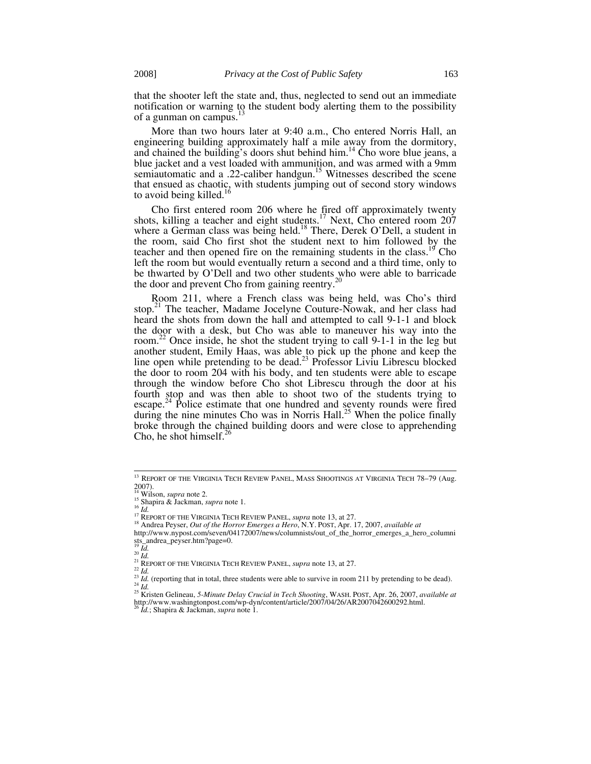that the shooter left the state and, thus, neglected to send out an immediate notification or warning to the student body alerting them to the possibility of a gunman on campus.[13]

More than two hours later at 9:40 a.m., Cho entered Norris Hall, an engineering building approximately half a mile away from the dormitory, and chained the building's doors shut behind him.[14] Cho wore blue jeans, a blue jacket and a vest loaded with ammunition, and was armed with a 9mm semiautomatic and a .22-caliber handgun.[15] Witnesses described the scene that ensued as chaotic, with students jumping out of second story windows to avoid being killed.[16]

Cho first entered room 206 where he fired off approximately twenty shots, killing a teacher and eight students.[17] Next, Cho entered room 207 where a German class was being held.[18] There, Derek O'Dell, a student in the room, said Cho first shot the student next to him followed by the teacher and then opened fire on the remaining students in the class.[19] Cho left the room but would eventually return a second and a third time, only to be thwarted by O'Dell and two other students who were able to barricade the door and prevent Cho from gaining reentry.[20]

Room 211, where a French class was being held, was Cho's third stop.[21] The teacher, Madame Jocelyne Couture-Nowak, and her class had heard the shots from down the hall and attempted to call 9-1-1 and block the door with a desk, but Cho was able to maneuver his way into the room.[22] Once inside, he shot the student trying to call 9-1-1 in the leg but another student, Emily Haas, was able to pick up the phone and keep the line open while pretending to be dead.[23] Professor Liviu Librescu blocked the door to room 204 with his body, and ten students were able to escape through the window before Cho shot Librescu through the door at his fourth stop and was then able to shoot two of the students trying to escape.[24] Police estimate that one hundred and seventy rounds were fired during the nine minutes Cho was in Norris Hall.[25] When the police finally broke through the chained building doors and were close to apprehending Cho, he shot himself.[26]

---

[13] REPORT OF THE VIRGINIA TECH REVIEW PANEL, MASS SHOOTINGS AT VIRGINIA TECH 78–79 (Aug. 2007).

[14] Wilson, *supra* note 2.

[15] Shapira & Jackman, *supra* note 1.

[16] *Id.*

[17] REPORT OF THE VIRGINIA TECH REVIEW PANEL, *supra* note 13, at 27.

[18] Andrea Peyser, *Out of the Horror Emerges a Hero*, N.Y. POST, Apr. 17, 2007, *available at* http://www.nypost.com/seven/04172007/news/columnists/out_of_the_horror_emerges_a_hero_columnists_andrea_peyser.htm?page=0.

[19] *Id.*

[20] *Id.*

[21] REPORT OF THE VIRGINIA TECH REVIEW PANEL, *supra* note 13, at 27.

[22] *Id.*

[23] *Id.* (reporting that in total, three students were able to survive in room 211 by pretending to be dead).

[24] *Id.*

[25] Kristen Gelineau, *5-Minute Delay Crucial in Tech Shooting*, WASH. POST, Apr. 26, 2007, *available at* http://www.washingtonpost.com/wp-dyn/content/article/2007/04/26/AR2007042600292.html.

[26] *Id.*; Shapira & Jackman, *supra* note 1.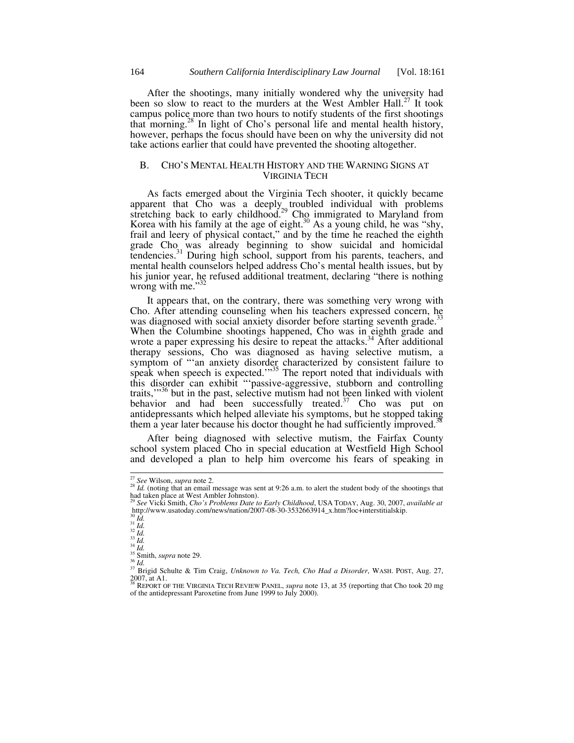After the shootings, many initially wondered why the university had been so slow to react to the murders at the West Ambler Hall.[27] It took campus police more than two hours to notify students of the first shootings that morning.[28] In light of Cho's personal life and mental health history, however, perhaps the focus should have been on why the university did not take actions earlier that could have prevented the shooting altogether.

## B. CHO'S MENTAL HEALTH HISTORY AND THE WARNING SIGNS AT VIRGINIA TECH

As facts emerged about the Virginia Tech shooter, it quickly became apparent that Cho was a deeply troubled individual with problems stretching back to early childhood.[29] Cho immigrated to Maryland from Korea with his family at the age of eight.[30] As a young child, he was "shy, frail and leery of physical contact," and by the time he reached the eighth grade Cho was already beginning to show suicidal and homicidal tendencies.[31] During high school, support from his parents, teachers, and mental health counselors helped address Cho's mental health issues, but by his junior year, he refused additional treatment, declaring "there is nothing wrong with me."[32]

It appears that, on the contrary, there was something very wrong with Cho. After attending counseling when his teachers expressed concern, he was diagnosed with social anxiety disorder before starting seventh grade.[33] When the Columbine shootings happened, Cho was in eighth grade and wrote a paper expressing his desire to repeat the attacks.[34] After additional therapy sessions, Cho was diagnosed as having selective mutism, a symptom of "'an anxiety disorder characterized by consistent failure to speak when speech is expected.'"[35] The report noted that individuals with this disorder can exhibit "'passive-aggressive, stubborn and controlling traits,'"[36] but in the past, selective mutism had not been linked with violent behavior and had been successfully treated.[37] Cho was put on antidepressants which helped alleviate his symptoms, but he stopped taking them a year later because his doctor thought he had sufficiently improved.[38]

After being diagnosed with selective mutism, the Fairfax County school system placed Cho in special education at Westfield High School and developed a plan to help him overcome his fears of speaking in

---

[27] *See* Wilson, *supra* note 2.

[28] *Id.* (noting that an email message was sent at 9:26 a.m. to alert the student body of the shootings that had taken place at West Ambler Johnston).

[29] *See* Vicki Smith, *Cho's Problems Date to Early Childhood*, USA TODAY, Aug. 30, 2007, *available at* http://www.usatoday.com/news/nation/2007-08-30-3532663914_x.htm?loc+interstitialskip.

[30] *Id.*

[31] *Id.*

[32] *Id.*

[33] *Id.*

[34] *Id.*

[35] Smith, *supra* note 29.

[36] *Id.*

[37] Brigid Schulte & Tim Craig, *Unknown to Va. Tech, Cho Had a Disorder*, WASH. POST, Aug. 27, 2007, at A1.

[38] REPORT OF THE VIRGINIA TECH REVIEW PANEL, *supra* note 13, at 35 (reporting that Cho took 20 mg of the antidepressant Paroxetine from June 1999 to July 2000).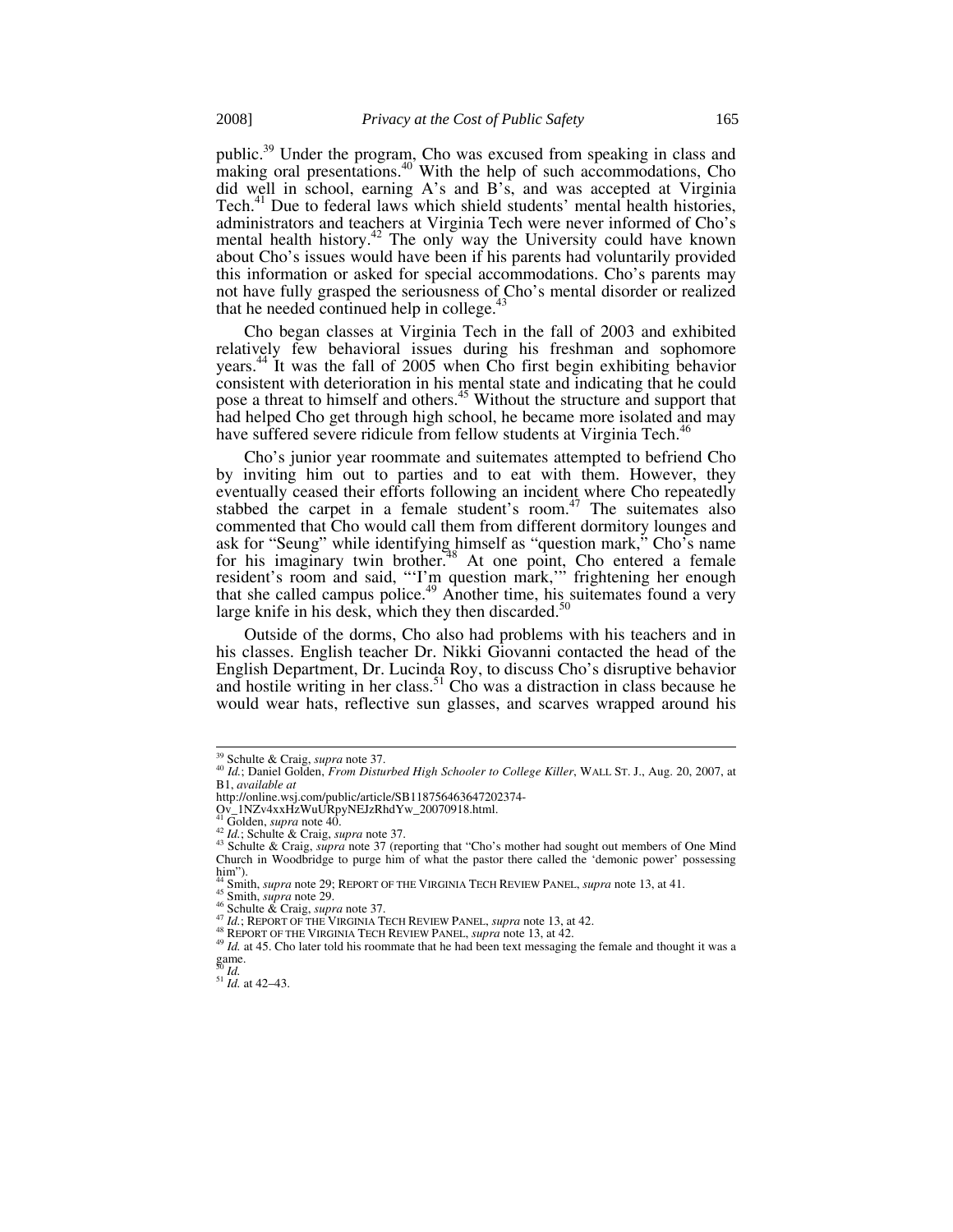public.[39] Under the program, Cho was excused from speaking in class and making oral presentations.[40] With the help of such accommodations, Cho did well in school, earning A's and B's, and was accepted at Virginia Tech.[41] Due to federal laws which shield students' mental health histories, administrators and teachers at Virginia Tech were never informed of Cho's mental health history.[42] The only way the University could have known about Cho's issues would have been if his parents had voluntarily provided this information or asked for special accommodations. Cho's parents may not have fully grasped the seriousness of Cho's mental disorder or realized that he needed continued help in college.[43]

Cho began classes at Virginia Tech in the fall of 2003 and exhibited relatively few behavioral issues during his freshman and sophomore years.[44] It was the fall of 2005 when Cho first begin exhibiting behavior consistent with deterioration in his mental state and indicating that he could pose a threat to himself and others.[45] Without the structure and support that had helped Cho get through high school, he became more isolated and may have suffered severe ridicule from fellow students at Virginia Tech.[46]

Cho's junior year roommate and suitemates attempted to befriend Cho by inviting him out to parties and to eat with them. However, they eventually ceased their efforts following an incident where Cho repeatedly stabbed the carpet in a female student's room.[47] The suitemates also commented that Cho would call them from different dormitory lounges and ask for "Seung" while identifying himself as "question mark," Cho's name for his imaginary twin brother.[48] At one point, Cho entered a female resident's room and said, "'I'm question mark,'" frightening her enough that she called campus police.[49] Another time, his suitemates found a very large knife in his desk, which they then discarded.[50]

Outside of the dorms, Cho also had problems with his teachers and in his classes. English teacher Dr. Nikki Giovanni contacted the head of the English Department, Dr. Lucinda Roy, to discuss Cho's disruptive behavior and hostile writing in her class.[51] Cho was a distraction in class because he would wear hats, reflective sun glasses, and scarves wrapped around his

---

[39] Schulte & Craig, *supra* note 37.

[40] *Id.*; Daniel Golden, *From Disturbed High Schooler to College Killer*, WALL ST. J., Aug. 20, 2007, at B1, *available at* http://online.wsj.com/public/article/SB118756463647202374-Qv_1NZv4xxHzWuURpyNEJzRhdYw_20070918.html.

[41] Golden, *supra* note 40.

[42] *Id.*; Schulte & Craig, *supra* note 37.

[43] Schulte & Craig, *supra* note 37 (reporting that "Cho's mother had sought out members of One Mind Church in Woodbridge to purge him of what the pastor there called the 'demonic power' possessing him").

[44] Smith, *supra* note 29; REPORT OF THE VIRGINIA TECH REVIEW PANEL, *supra* note 13, at 41.

[45] Smith, *supra* note 29.

[46] Schulte & Craig, *supra* note 37.

[47] *Id.*; REPORT OF THE VIRGINIA TECH REVIEW PANEL, *supra* note 13, at 42.

[48] REPORT OF THE VIRGINIA TECH REVIEW PANEL, *supra* note 13, at 42.

[49] *Id.* at 45. Cho later told his roommate that he had been text messaging the female and thought it was a game.

[50] *Id.*

[51] *Id.* at 42–43.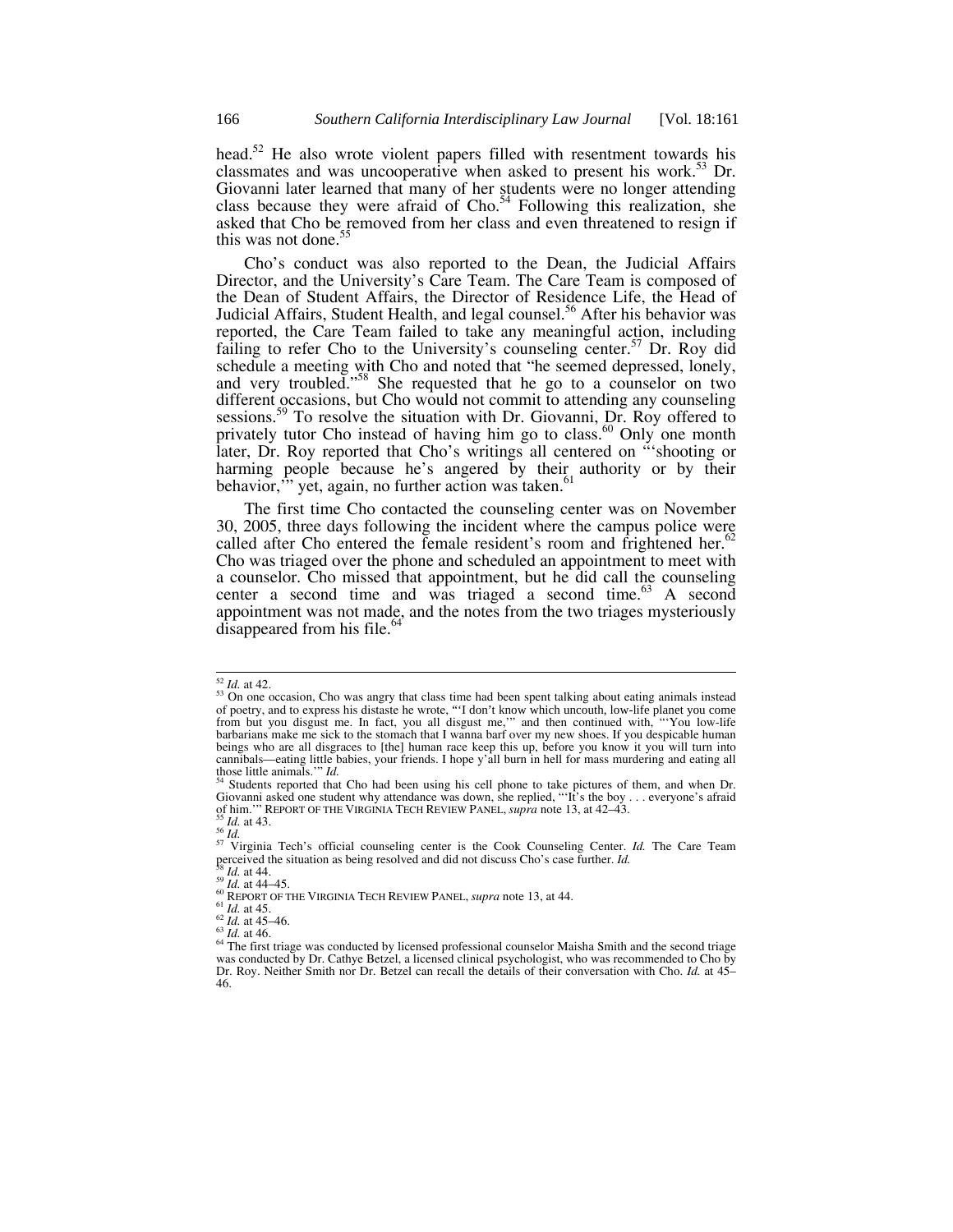head.[52] He also wrote violent papers filled with resentment towards his classmates and was uncooperative when asked to present his work.[53] Dr. Giovanni later learned that many of her students were no longer attending class because they were afraid of Cho.[54] Following this realization, she asked that Cho be removed from her class and even threatened to resign if this was not done.[55]

Cho's conduct was also reported to the Dean, the Judicial Affairs Director, and the University's Care Team. The Care Team is composed of the Dean of Student Affairs, the Director of Residence Life, the Head of Judicial Affairs, Student Health, and legal counsel.[56] After his behavior was reported, the Care Team failed to take any meaningful action, including failing to refer Cho to the University's counseling center.[57] Dr. Roy did schedule a meeting with Cho and noted that "he seemed depressed, lonely, and very troubled."[58] She requested that he go to a counselor on two different occasions, but Cho would not commit to attending any counseling sessions.[59] To resolve the situation with Dr. Giovanni, Dr. Roy offered to privately tutor Cho instead of having him go to class.[60] Only one month later, Dr. Roy reported that Cho's writings all centered on "'shooting or harming people because he's angered by their authority or by their behavior,'" yet, again, no further action was taken.[61]

The first time Cho contacted the counseling center was on November 30, 2005, three days following the incident where the campus police were called after Cho entered the female resident's room and frightened her.[62] Cho was triaged over the phone and scheduled an appointment to meet with a counselor. Cho missed that appointment, but he did call the counseling center a second time and was triaged a second time.[63] A second appointment was not made, and the notes from the two triages mysteriously disappeared from his file.[64]

---

[52] *Id.* at 42.

[53] On one occasion, Cho was angry that class time had been spent talking about eating animals instead of poetry, and to express his distaste he wrote, "'I don't know which uncouth, low-life planet you come from but you disgust me. In fact, you all disgust me,'" and then continued with, "'You low-life barbarians make me sick to the stomach that I wanna barf over my new shoes. If you despicable human beings who are all disgraces to [the] human race keep this up, before you know it you will turn into cannibals—eating little babies, your friends. I hope y'all burn in hell for mass murdering and eating all those little animals.'" *Id.*

[54] Students reported that Cho had been using his cell phone to take pictures of them, and when Dr. Giovanni asked one student why attendance was down, she replied, "'It's the boy . . . everyone's afraid of him.'" REPORT OF THE VIRGINIA TECH REVIEW PANEL, *supra* note 13, at 42–43.

[55] *Id.* at 43.

[56] *Id.*

[57] Virginia Tech's official counseling center is the Cook Counseling Center. *Id.* The Care Team perceived the situation as being resolved and did not discuss Cho's case further. *Id.*

[58] *Id.* at 44.

[59] *Id.* at 44–45.

[60] REPORT OF THE VIRGINIA TECH REVIEW PANEL, *supra* note 13, at 44.

[61] *Id.* at 45.

[62] *Id.* at 45–46.

[63] *Id.* at 46.

[64] The first triage was conducted by licensed professional counselor Maisha Smith and the second triage was conducted by Dr. Cathye Betzel, a licensed clinical psychologist, who was recommended to Cho by Dr. Roy. Neither Smith nor Dr. Betzel can recall the details of their conversation with Cho. *Id.* at 45–46.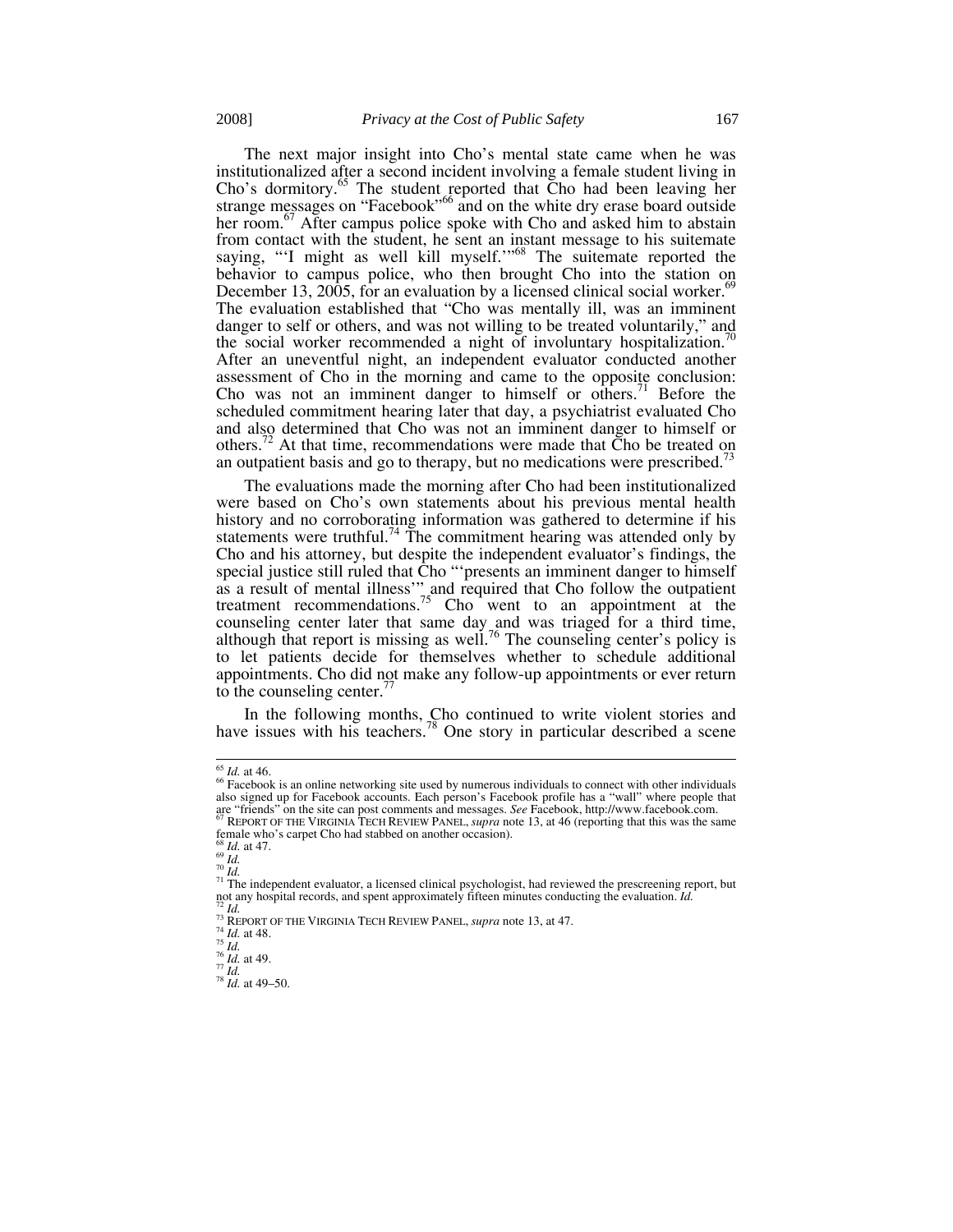The next major insight into Cho's mental state came when he was institutionalized after a second incident involving a female student living in Cho's dormitory.[65] The student reported that Cho had been leaving her strange messages on "Facebook"[66] and on the white dry erase board outside her room.[67] After campus police spoke with Cho and asked him to abstain from contact with the student, he sent an instant message to his suitemate saying, "'I might as well kill myself.'"[68] The suitemate reported the behavior to campus police, who then brought Cho into the station on December 13, 2005, for an evaluation by a licensed clinical social worker.[69] The evaluation established that "Cho was mentally ill, was an imminent danger to self or others, and was not willing to be treated voluntarily," and the social worker recommended a night of involuntary hospitalization.[70] After an uneventful night, an independent evaluator conducted another assessment of Cho in the morning and came to the opposite conclusion: Cho was not an imminent danger to himself or others.[71] Before the scheduled commitment hearing later that day, a psychiatrist evaluated Cho and also determined that Cho was not an imminent danger to himself or others.[72] At that time, recommendations were made that Cho be treated on an outpatient basis and go to therapy, but no medications were prescribed.[73]

The evaluations made the morning after Cho had been institutionalized were based on Cho's own statements about his previous mental health history and no corroborating information was gathered to determine if his statements were truthful.[74] The commitment hearing was attended only by Cho and his attorney, but despite the independent evaluator's findings, the special justice still ruled that Cho "'presents an imminent danger to himself as a result of mental illness'" and required that Cho follow the outpatient treatment recommendations.[75] Cho went to an appointment at the counseling center later that same day and was triaged for a third time, although that report is missing as well.[76] The counseling center's policy is to let patients decide for themselves whether to schedule additional appointments. Cho did not make any follow-up appointments or ever return to the counseling center.[77]

In the following months, Cho continued to write violent stories and have issues with his teachers.[78] One story in particular described a scene

---

[65] *Id.* at 46.

[66] Facebook is an online networking site used by numerous individuals to connect with other individuals also signed up for Facebook accounts. Each person's Facebook profile has a "wall" where people that are "friends" on the site can post comments and messages. *See* Facebook, http://www.facebook.com.

[67] REPORT OF THE VIRGINIA TECH REVIEW PANEL, *supra* note 13, at 46 (reporting that this was the same female who's carpet Cho had stabbed on another occasion).

[68] *Id.* at 47.

[69] *Id.*

[70] *Id.*

[71] The independent evaluator, a licensed clinical psychologist, had reviewed the prescreening report, but not any hospital records, and spent approximately fifteen minutes conducting the evaluation. *Id.*

[72] *Id.*

[73] REPORT OF THE VIRGINIA TECH REVIEW PANEL, *supra* note 13, at 47.

[74] *Id.* at 48.

[75] *Id.*

[76] *Id.* at 49.

[77] *Id.*

[78] *Id.* at 49–50.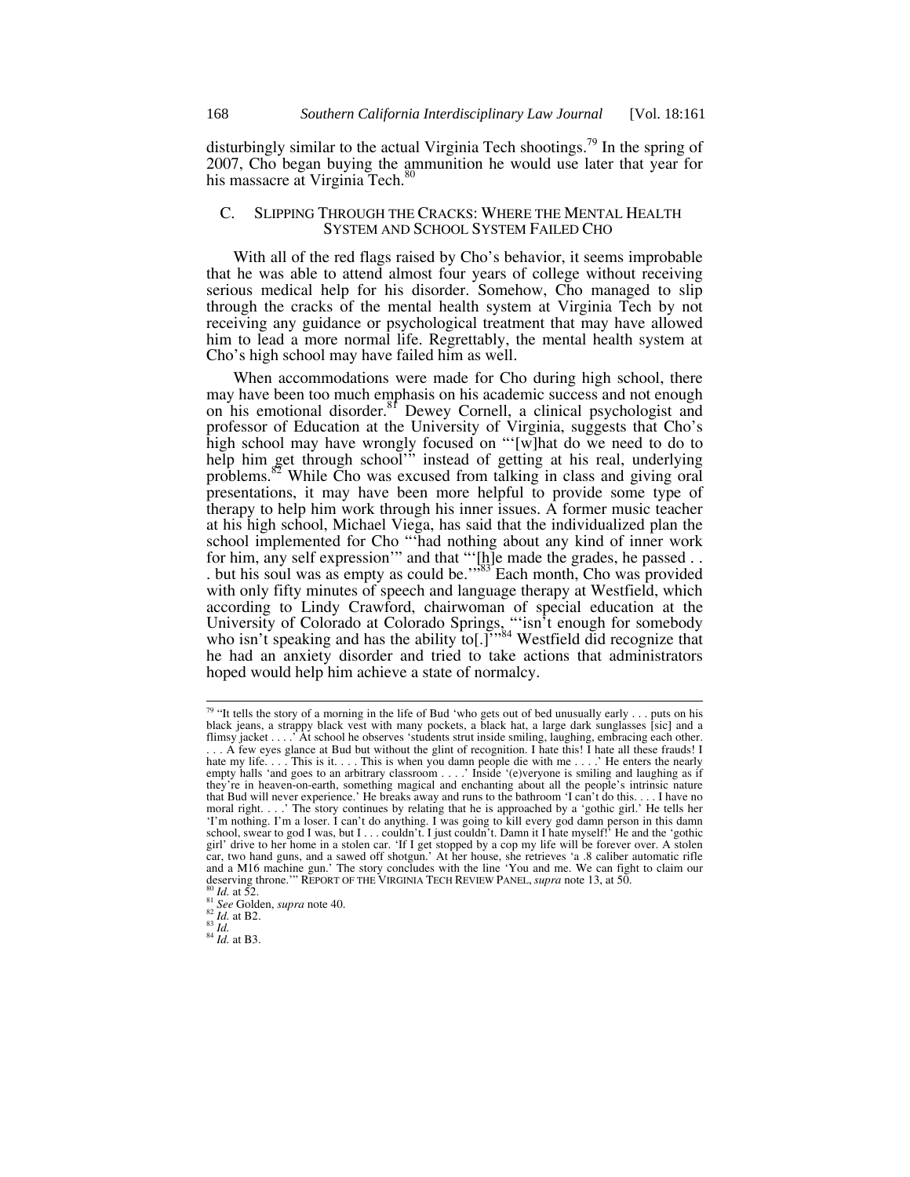disturbingly similar to the actual Virginia Tech shootings.[79] In the spring of 2007, Cho began buying the ammunition he would use later that year for his massacre at Virginia Tech.[80]

### C. Slipping Through the Cracks: Where the Mental Health System and School System Failed Cho

With all of the red flags raised by Cho's behavior, it seems improbable that he was able to attend almost four years of college without receiving serious medical help for his disorder. Somehow, Cho managed to slip through the cracks of the mental health system at Virginia Tech by not receiving any guidance or psychological treatment that may have allowed him to lead a more normal life. Regrettably, the mental health system at Cho's high school may have failed him as well.

When accommodations were made for Cho during high school, there may have been too much emphasis on his academic success and not enough on his emotional disorder.[81] Dewey Cornell, a clinical psychologist and professor of Education at the University of Virginia, suggests that Cho's high school may have wrongly focused on "'[w]hat do we need to do to help him get through school'" instead of getting at his real, underlying problems.[82] While Cho was excused from talking in class and giving oral presentations, it may have been more helpful to provide some type of therapy to help him work through his inner issues. A former music teacher at his high school, Michael Viega, has said that the individualized plan the school implemented for Cho "'had nothing about any kind of inner work for him, any self expression'" and that "'[h]e made the grades, he passed . . . but his soul was as empty as could be.'"[83] Each month, Cho was provided with only fifty minutes of speech and language therapy at Westfield, which according to Lindy Crawford, chairwoman of special education at the University of Colorado at Colorado Springs, "'isn't enough for somebody who isn't speaking and has the ability to[.]'"[84] Westfield did recognize that he had an anxiety disorder and tried to take actions that administrators hoped would help him achieve a state of normalcy.

---

[79] "It tells the story of a morning in the life of Bud 'who gets out of bed unusually early . . . puts on his black jeans, a strappy black vest with many pockets, a black hat, a large dark sunglasses [sic] and a flimsy jacket . . . .' At school he observes 'students strut inside smiling, laughing, embracing each other. . . . A few eyes glance at Bud but without the glint of recognition. I hate this! I hate all these frauds! I hate my life. . . . This is it. . . . This is when you damn people die with me . . . .' He enters the nearly empty halls 'and goes to an arbitrary classroom . . . .' Inside '(e)veryone is smiling and laughing as if they're in heaven-on-earth, something magical and enchanting about all the people's intrinsic nature that Bud will never experience.' He breaks away and runs to the bathroom 'I can't do this. . . . I have no moral right. . . .' The story continues by relating that he is approached by a 'gothic girl.' He tells her 'I'm nothing. I'm a loser. I can't do anything. I was going to kill every god damn person in this damn school, swear to god I was, but I . . . couldn't. I just couldn't. Damn it I hate myself!' He and the 'gothic girl' drive to her home in a stolen car. 'If I get stopped by a cop my life will be forever over. A stolen car, two hand guns, and a sawed off shotgun.' At her house, she retrieves 'a .8 caliber automatic rifle and a M16 machine gun.' The story concludes with the line 'You and me. We can fight to claim our deserving throne.'" Report of the Virginia Tech Review Panel, *supra* note 13, at 50.

[80] *Id.* at 52.

[81] *See* Golden, *supra* note 40.

[82] *Id.* at B2.

[83] *Id.*

[84] *Id.* at B3.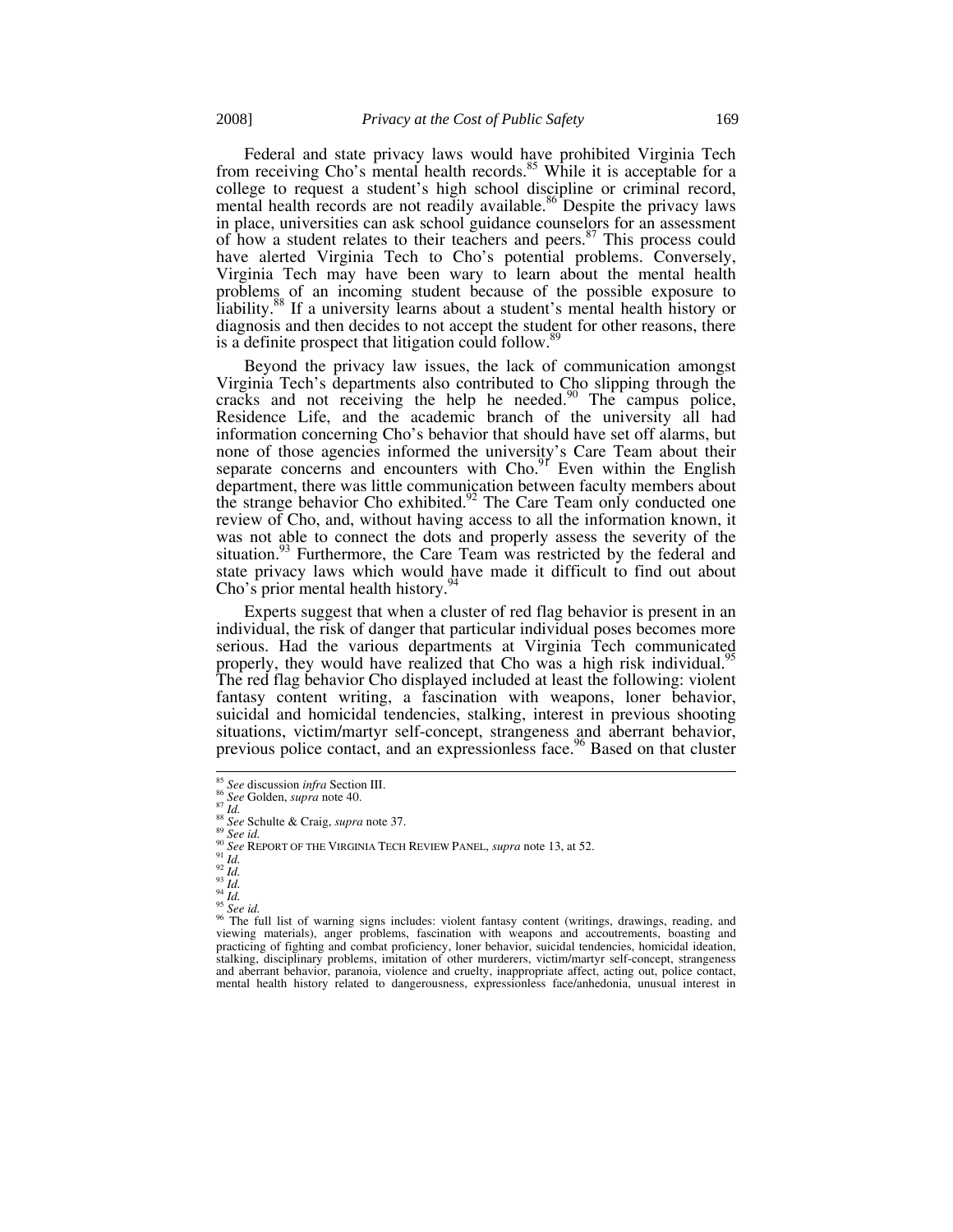Federal and state privacy laws would have prohibited Virginia Tech from receiving Cho's mental health records.[85] While it is acceptable for a college to request a student's high school discipline or criminal record, mental health records are not readily available.[86] Despite the privacy laws in place, universities can ask school guidance counselors for an assessment of how a student relates to their teachers and peers.[87] This process could have alerted Virginia Tech to Cho's potential problems. Conversely, Virginia Tech may have been wary to learn about the mental health problems of an incoming student because of the possible exposure to liability.[88] If a university learns about a student's mental health history or diagnosis and then decides to not accept the student for other reasons, there is a definite prospect that litigation could follow.[89]

Beyond the privacy law issues, the lack of communication amongst Virginia Tech's departments also contributed to Cho slipping through the cracks and not receiving the help he needed.[90] The campus police, Residence Life, and the academic branch of the university all had information concerning Cho's behavior that should have set off alarms, but none of those agencies informed the university's Care Team about their separate concerns and encounters with Cho.[91] Even within the English department, there was little communication between faculty members about the strange behavior Cho exhibited.[92] The Care Team only conducted one review of Cho, and, without having access to all the information known, it was not able to connect the dots and properly assess the severity of the situation.[93] Furthermore, the Care Team was restricted by the federal and state privacy laws which would have made it difficult to find out about Cho's prior mental health history.[94]

Experts suggest that when a cluster of red flag behavior is present in an individual, the risk of danger that particular individual poses becomes more serious. Had the various departments at Virginia Tech communicated properly, they would have realized that Cho was a high risk individual.[95] The red flag behavior Cho displayed included at least the following: violent fantasy content writing, a fascination with weapons, loner behavior, suicidal and homicidal tendencies, stalking, interest in previous shooting situations, victim/martyr self-concept, strangeness and aberrant behavior, previous police contact, and an expressionless face.[96] Based on that cluster

---

[85] *See* discussion *infra* Section III.

[86] *See* Golden, *supra* note 40.

[87] *Id.*

[88] *See* Schulte & Craig, *supra* note 37.

[89] *See id.*

[90] *See* REPORT OF THE VIRGINIA TECH REVIEW PANEL, *supra* note 13, at 52.

[91] *Id.*

[92] *Id.*

[93] *Id.*

[94] *Id.*

[95] *See id.*

[96] The full list of warning signs includes: violent fantasy content (writings, drawings, reading, and viewing materials), anger problems, fascination with weapons and accoutrements, boasting and practicing of fighting and combat proficiency, loner behavior, suicidal tendencies, homicidal ideation, stalking, disciplinary problems, imitation of other murderers, victim/martyr self-concept, strangeness and aberrant behavior, paranoia, violence and cruelty, inappropriate affect, acting out, police contact, mental health history related to dangerousness, expressionless face/anhedonia, unusual interest in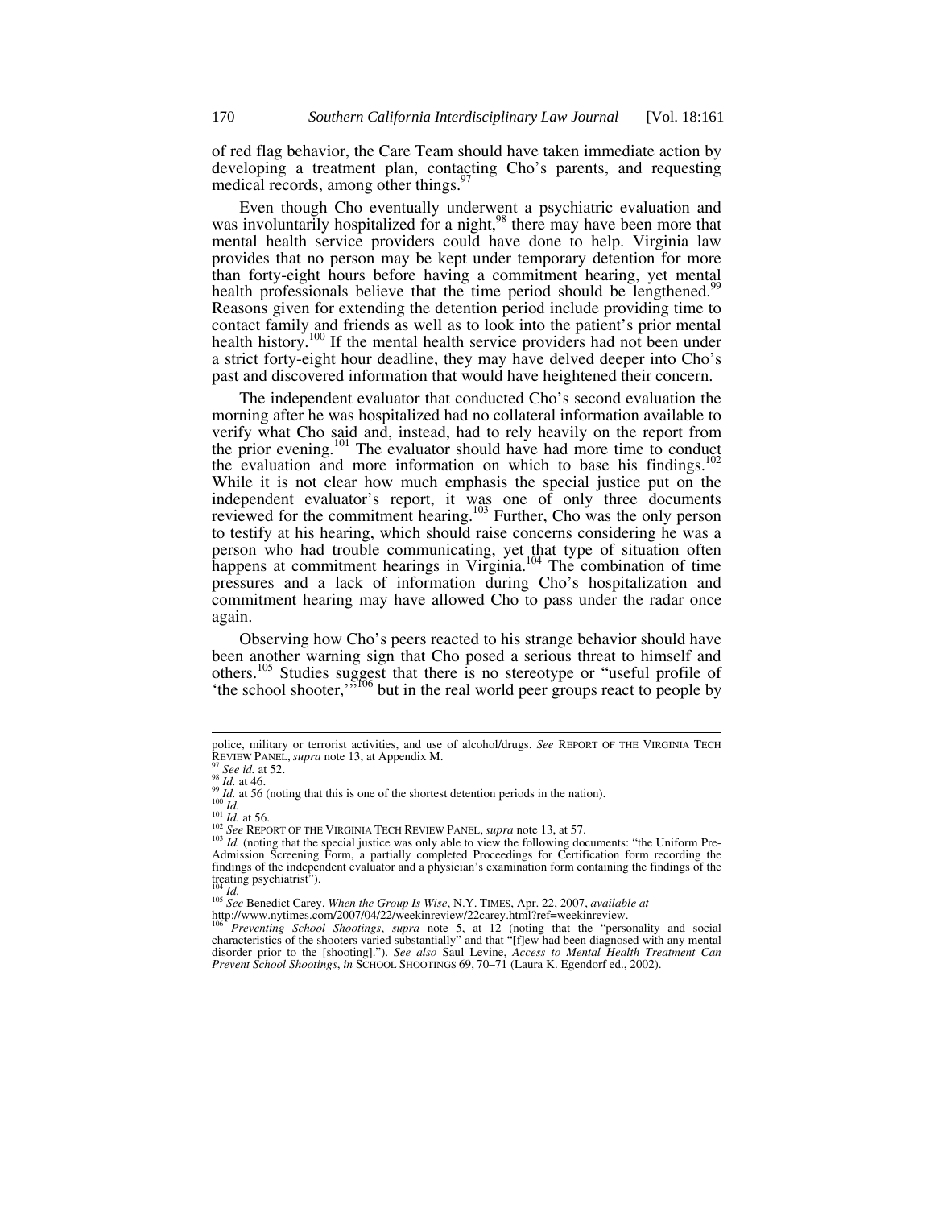of red flag behavior, the Care Team should have taken immediate action by developing a treatment plan, contacting Cho's parents, and requesting medical records, among other things.[97]

Even though Cho eventually underwent a psychiatric evaluation and was involuntarily hospitalized for a night,[98] there may have been more that mental health service providers could have done to help. Virginia law provides that no person may be kept under temporary detention for more than forty-eight hours before having a commitment hearing, yet mental health professionals believe that the time period should be lengthened.[99] Reasons given for extending the detention period include providing time to contact family and friends as well as to look into the patient's prior mental health history.[100] If the mental health service providers had not been under a strict forty-eight hour deadline, they may have delved deeper into Cho's past and discovered information that would have heightened their concern.

The independent evaluator that conducted Cho's second evaluation the morning after he was hospitalized had no collateral information available to verify what Cho said and, instead, had to rely heavily on the report from the prior evening.[101] The evaluator should have had more time to conduct the evaluation and more information on which to base his findings.[102] While it is not clear how much emphasis the special justice put on the independent evaluator's report, it was one of only three documents reviewed for the commitment hearing.[103] Further, Cho was the only person to testify at his hearing, which should raise concerns considering he was a person who had trouble communicating, yet that type of situation often happens at commitment hearings in Virginia.[104] The combination of time pressures and a lack of information during Cho's hospitalization and commitment hearing may have allowed Cho to pass under the radar once again.

Observing how Cho's peers reacted to his strange behavior should have been another warning sign that Cho posed a serious threat to himself and others.[105] Studies suggest that there is no stereotype or "useful profile of 'the school shooter,'"[106] but in the real world peer groups react to people by

---

police, military or terrorist activities, and use of alcohol/drugs. *See* REPORT OF THE VIRGINIA TECH REVIEW PANEL, *supra* note 13, at Appendix M.

[97] *See id.* at 52.

[98] *Id.* at 46.

[99] *Id.* at 56 (noting that this is one of the shortest detention periods in the nation).

[100] *Id.*

[101] *Id.* at 56.

[102] *See* REPORT OF THE VIRGINIA TECH REVIEW PANEL, *supra* note 13, at 57.

[103] *Id.* (noting that the special justice was only able to view the following documents: "the Uniform Pre-Admission Screening Form, a partially completed Proceedings for Certification form recording the findings of the independent evaluator and a physician's examination form containing the findings of the treating psychiatrist").

[104] *Id.*

[105] *See* Benedict Carey, *When the Group Is Wise*, N.Y. TIMES, Apr. 22, 2007, *available at* http://www.nytimes.com/2007/04/22/weekinreview/22carey.html?ref=weekinreview.

[106] *Preventing School Shootings*, *supra* note 5, at 12 (noting that the "personality and social characteristics of the shooters varied substantially" and that "[f]ew had been diagnosed with any mental disorder prior to the [shooting]."). *See also* Saul Levine, *Access to Mental Health Treatment Can Prevent School Shootings*, *in* SCHOOL SHOOTINGS 69, 70–71 (Laura K. Egendorf ed., 2002).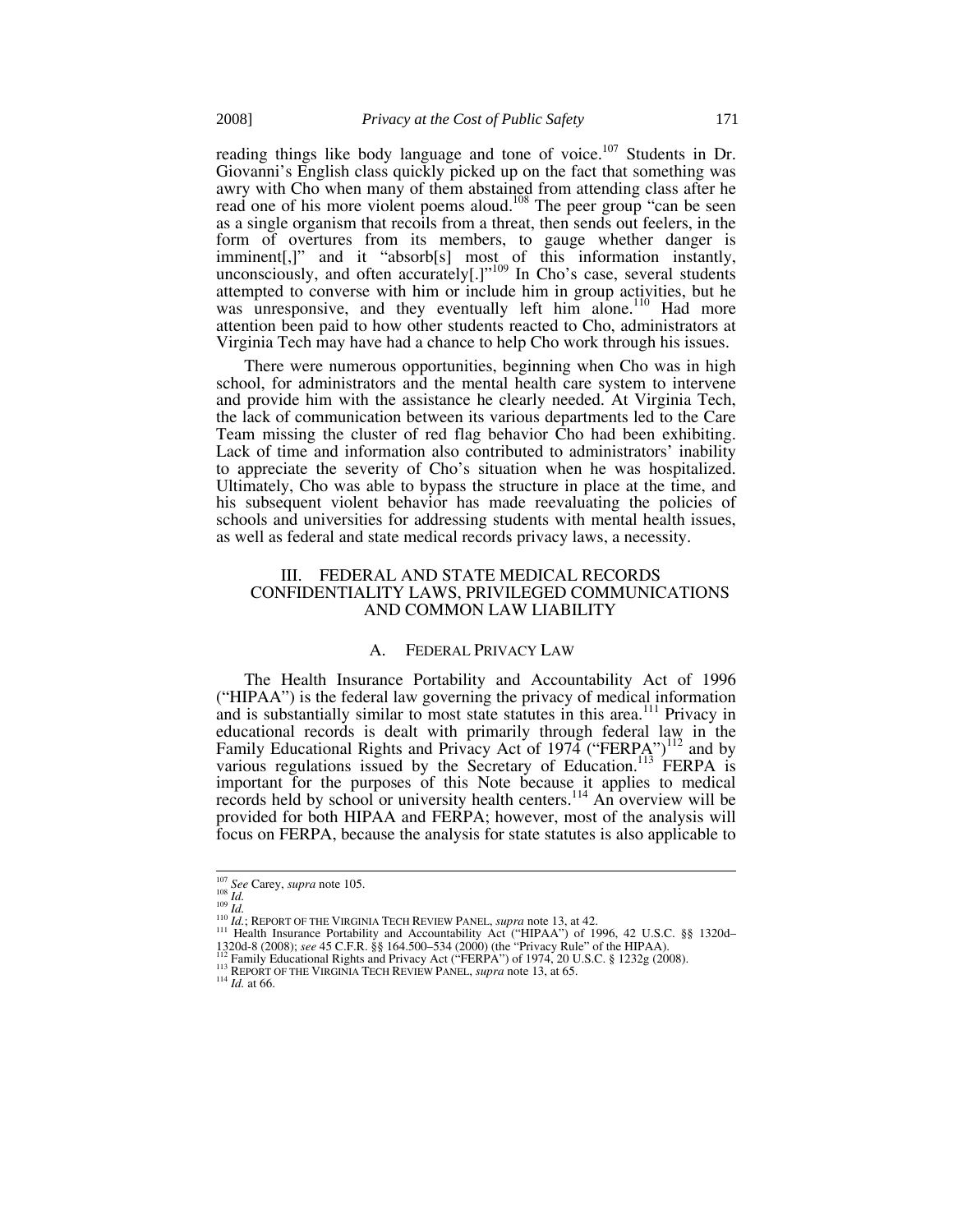reading things like body language and tone of voice.[107] Students in Dr. Giovanni's English class quickly picked up on the fact that something was awry with Cho when many of them abstained from attending class after he read one of his more violent poems aloud.[108] The peer group "can be seen as a single organism that recoils from a threat, then sends out feelers, in the form of overtures from its members, to gauge whether danger is imminent[,]" and it "absorb[s] most of this information instantly, unconsciously, and often accurately[.]"[109] In Cho's case, several students attempted to converse with him or include him in group activities, but he was unresponsive, and they eventually left him alone.[110] Had more attention been paid to how other students reacted to Cho, administrators at Virginia Tech may have had a chance to help Cho work through his issues.

There were numerous opportunities, beginning when Cho was in high school, for administrators and the mental health care system to intervene and provide him with the assistance he clearly needed. At Virginia Tech, the lack of communication between its various departments led to the Care Team missing the cluster of red flag behavior Cho had been exhibiting. Lack of time and information also contributed to administrators' inability to appreciate the severity of Cho's situation when he was hospitalized. Ultimately, Cho was able to bypass the structure in place at the time, and his subsequent violent behavior has made reevaluating the policies of schools and universities for addressing students with mental health issues, as well as federal and state medical records privacy laws, a necessity.

## III. FEDERAL AND STATE MEDICAL RECORDS CONFIDENTIALITY LAWS, PRIVILEGED COMMUNICATIONS AND COMMON LAW LIABILITY

### A. FEDERAL PRIVACY LAW

The Health Insurance Portability and Accountability Act of 1996 ("HIPAA") is the federal law governing the privacy of medical information and is substantially similar to most state statutes in this area.[111] Privacy in educational records is dealt with primarily through federal law in the Family Educational Rights and Privacy Act of 1974 ("FERPA")[112] and by various regulations issued by the Secretary of Education.[113] FERPA is important for the purposes of this Note because it applies to medical records held by school or university health centers.[114] An overview will be provided for both HIPAA and FERPA; however, most of the analysis will focus on FERPA, because the analysis for state statutes is also applicable to

---

[107] *See* Carey, *supra* note 105.

[108] *Id.*

[109] *Id.*

[110] *Id.*; REPORT OF THE VIRGINIA TECH REVIEW PANEL, *supra* note 13, at 42.

[111] Health Insurance Portability and Accountability Act ("HIPAA") of 1996, 42 U.S.C. §§ 1320d–1320d-8 (2008); *see* 45 C.F.R. §§ 164.500–534 (2000) (the "Privacy Rule" of the HIPAA).

[112] Family Educational Rights and Privacy Act ("FERPA") of 1974, 20 U.S.C. § 1232g (2008).

[113] REPORT OF THE VIRGINIA TECH REVIEW PANEL, *supra* note 13, at 65.

[114] *Id.* at 66.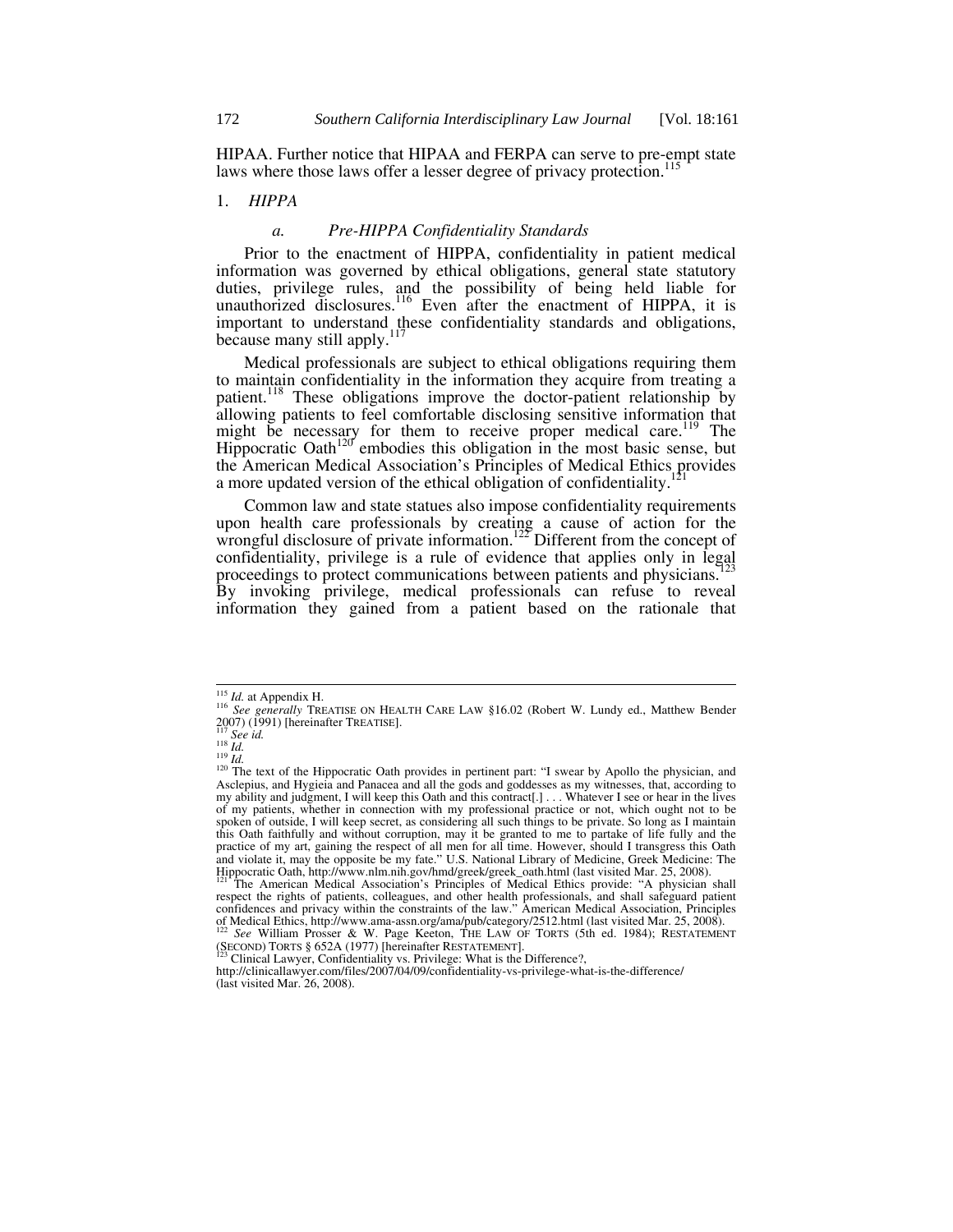HIPAA. Further notice that HIPAA and FERPA can serve to pre-empt state laws where those laws offer a lesser degree of privacy protection.[115]

1. *HIPPA*

*a. Pre-HIPPA Confidentiality Standards*

Prior to the enactment of HIPPA, confidentiality in patient medical information was governed by ethical obligations, general state statutory duties, privilege rules, and the possibility of being held liable for unauthorized disclosures.[116] Even after the enactment of HIPPA, it is important to understand these confidentiality standards and obligations, because many still apply.[117]

Medical professionals are subject to ethical obligations requiring them to maintain confidentiality in the information they acquire from treating a patient.[118] These obligations improve the doctor-patient relationship by allowing patients to feel comfortable disclosing sensitive information that might be necessary for them to receive proper medical care.[119] The Hippocratic Oath[120] embodies this obligation in the most basic sense, but the American Medical Association's Principles of Medical Ethics provides a more updated version of the ethical obligation of confidentiality.[121]

Common law and state statues also impose confidentiality requirements upon health care professionals by creating a cause of action for the wrongful disclosure of private information.[122] Different from the concept of confidentiality, privilege is a rule of evidence that applies only in legal proceedings to protect communications between patients and physicians.[123] By invoking privilege, medical professionals can refuse to reveal information they gained from a patient based on the rationale that

---

[115] *Id.* at Appendix H.

[116] *See generally* TREATISE ON HEALTH CARE LAW §16.02 (Robert W. Lundy ed., Matthew Bender 2007) (1991) [hereinafter TREATISE].

[117] *See id.*

[118] *Id.*

[119] *Id.*

[120] The text of the Hippocratic Oath provides in pertinent part: "I swear by Apollo the physician, and Asclepius, and Hygieia and Panacea and all the gods and goddesses as my witnesses, that, according to my ability and judgment, I will keep this Oath and this contract[.] . . . Whatever I see or hear in the lives of my patients, whether in connection with my professional practice or not, which ought not to be spoken of outside, I will keep secret, as considering all such things to be private. So long as I maintain this Oath faithfully and without corruption, may it be granted to me to partake of life fully and the practice of my art, gaining the respect of all men for all time. However, should I transgress this Oath and violate it, may the opposite be my fate." U.S. National Library of Medicine, Greek Medicine: The Hippocratic Oath, http://www.nlm.nih.gov/hmd/greek/greek_oath.html (last visited Mar. 25, 2008).

[121] The American Medical Association's Principles of Medical Ethics provide: "A physician shall respect the rights of patients, colleagues, and other health professionals, and shall safeguard patient confidences and privacy within the constraints of the law." American Medical Association, Principles of Medical Ethics, http://www.ama-assn.org/ama/pub/category/2512.html (last visited Mar. 25, 2008).

[122] *See* William Prosser & W. Page Keeton, THE LAW OF TORTS (5th ed. 1984); RESTATEMENT (SECOND) TORTS § 652A (1977) [hereinafter RESTATEMENT].

[123] Clinical Lawyer, Confidentiality vs. Privilege: What is the Difference?, http://clinicallawyer.com/files/2007/04/09/confidentiality-vs-privilege-what-is-the-difference/ (last visited Mar. 26, 2008).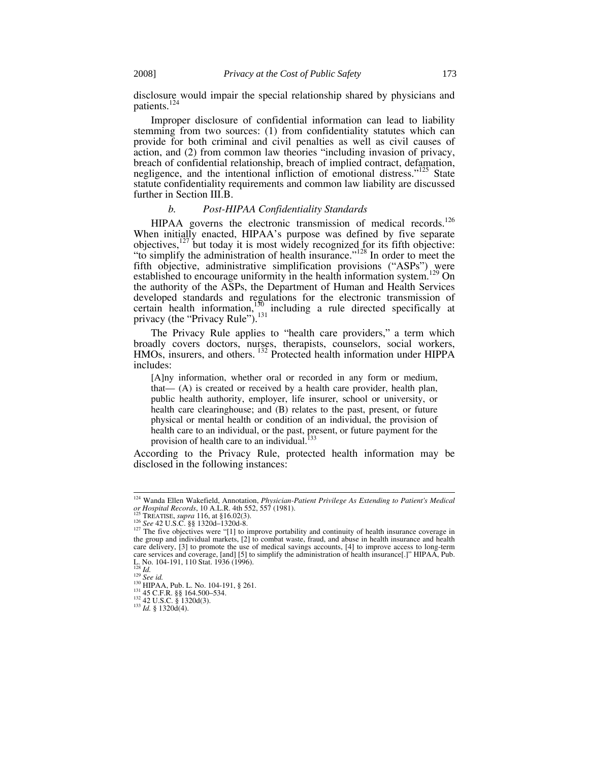disclosure would impair the special relationship shared by physicians and patients.[124]

Improper disclosure of confidential information can lead to liability stemming from two sources: (1) from confidentiality statutes which can provide for both criminal and civil penalties as well as civil causes of action, and (2) from common law theories "including invasion of privacy, breach of confidential relationship, breach of implied contract, defamation, negligence, and the intentional infliction of emotional distress."[125] State statute confidentiality requirements and common law liability are discussed further in Section III.B.

#### *b. Post-HIPAA Confidentiality Standards*

HIPAA governs the electronic transmission of medical records.[126] When initially enacted, HIPAA's purpose was defined by five separate objectives,[127] but today it is most widely recognized for its fifth objective: "to simplify the administration of health insurance."[128] In order to meet the fifth objective, administrative simplification provisions ("ASPs") were established to encourage uniformity in the health information system.[129] On the authority of the ASPs, the Department of Human and Health Services developed standards and regulations for the electronic transmission of certain health information,[130] including a rule directed specifically at privacy (the "Privacy Rule").[131]

The Privacy Rule applies to "health care providers," a term which broadly covers doctors, nurses, therapists, counselors, social workers, HMOs, insurers, and others.[132] Protected health information under HIPPA includes:

> [A]ny information, whether oral or recorded in any form or medium, that— (A) is created or received by a health care provider, health plan, public health authority, employer, life insurer, school or university, or health care clearinghouse; and (B) relates to the past, present, or future physical or mental health or condition of an individual, the provision of health care to an individual, or the past, present, or future payment for the provision of health care to an individual.[133]

According to the Privacy Rule, protected health information may be disclosed in the following instances:

---

[124] Wanda Ellen Wakefield, Annotation, *Physician-Patient Privilege As Extending to Patient's Medical or Hospital Records*, 10 A.L.R. 4th 552, 557 (1981).

[125] TREATISE, *supra* 116, at §16.02(3).

[126] *See* 42 U.S.C. §§ 1320d–1320d-8.

[127] The five objectives were "[1] to improve portability and continuity of health insurance coverage in the group and individual markets, [2] to combat waste, fraud, and abuse in health insurance and health care delivery, [3] to promote the use of medical savings accounts, [4] to improve access to long-term care services and coverage, [and] [5] to simplify the administration of health insurance[.]" HIPAA, Pub. L. No. 104-191, 110 Stat. 1936 (1996).

[128] *Id.*

[129] *See id.*

[130] HIPAA, Pub. L. No. 104-191, § 261.

[131] 45 C.F.R. §§ 164.500–534.

[132] 42 U.S.C. § 1320d(3).

[133] *Id.* § 1320d(4).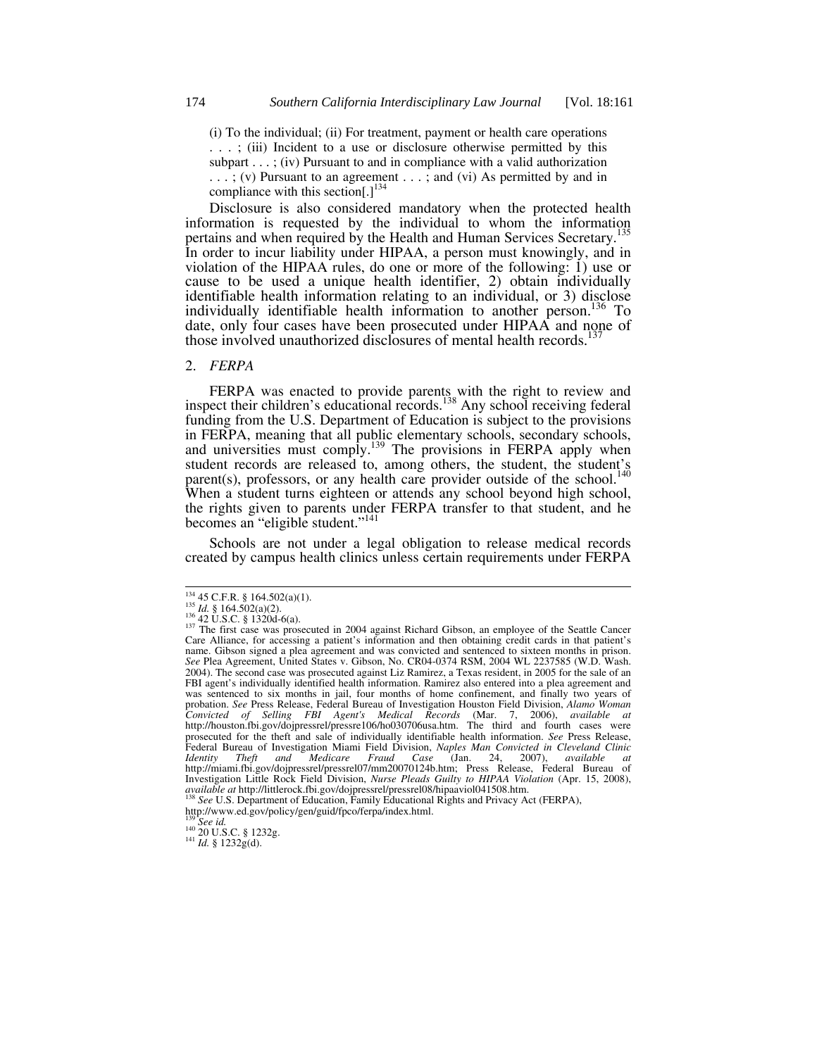(i) To the individual; (ii) For treatment, payment or health care operations . . . ; (iii) Incident to a use or disclosure otherwise permitted by this subpart . . . ; (iv) Pursuant to and in compliance with a valid authorization . . . ; (v) Pursuant to an agreement . . . ; and (vi) As permitted by and in compliance with this section[.][134]

Disclosure is also considered mandatory when the protected health information is requested by the individual to whom the information pertains and when required by the Health and Human Services Secretary.[135] In order to incur liability under HIPAA, a person must knowingly, and in violation of the HIPAA rules, do one or more of the following: 1) use or cause to be used a unique health identifier, 2) obtain individually identifiable health information relating to an individual, or 3) disclose individually identifiable health information to another person.[136] To date, only four cases have been prosecuted under HIPAA and none of those involved unauthorized disclosures of mental health records.[137]

2. *FERPA*

FERPA was enacted to provide parents with the right to review and inspect their children's educational records.[138] Any school receiving federal funding from the U.S. Department of Education is subject to the provisions in FERPA, meaning that all public elementary schools, secondary schools, and universities must comply.[139] The provisions in FERPA apply when student records are released to, among others, the student, the student's parent(s), professors, or any health care provider outside of the school.[140] When a student turns eighteen or attends any school beyond high school, the rights given to parents under FERPA transfer to that student, and he becomes an "eligible student."[141]

Schools are not under a legal obligation to release medical records created by campus health clinics unless certain requirements under FERPA

---

[134] 45 C.F.R. § 164.502(a)(1).

[135] *Id.* § 164.502(a)(2).

[136] 42 U.S.C. § 1320d-6(a).

[137] The first case was prosecuted in 2004 against Richard Gibson, an employee of the Seattle Cancer Care Alliance, for accessing a patient's information and then obtaining credit cards in that patient's name. Gibson signed a plea agreement and was convicted and sentenced to sixteen months in prison. *See* Plea Agreement, United States v. Gibson, No. CR04-0374 RSM, 2004 WL 2237585 (W.D. Wash. 2004). The second case was prosecuted against Liz Ramirez, a Texas resident, in 2005 for the sale of an FBI agent's individually identified health information. Ramirez also entered into a plea agreement and was sentenced to six months in jail, four months of home confinement, and finally two years of probation. *See* Press Release, Federal Bureau of Investigation Houston Field Division, *Alamo Woman Convicted of Selling FBI Agent's Medical Records* (Mar. 7, 2006), *available at* http://houston.fbi.gov/dojpressrel/pressre106/ho030706usa.htm. The third and fourth cases were prosecuted for the theft and sale of individually identifiable health information. *See* Press Release, Federal Bureau of Investigation Miami Field Division, *Naples Man Convicted in Cleveland Clinic Identity Theft and Medicare Fraud Case* (Jan. 24, 2007), *available at* http://miami.fbi.gov/dojpressrel/pressrel07/mm20070124b.htm; Press Release, Federal Bureau of Investigation Little Rock Field Division, *Nurse Pleads Guilty to HIPAA Violation* (Apr. 15, 2008), *available at* http://littlerock.fbi.gov/dojpressrel/pressrel08/hipaaviol041508.htm.

[138] *See* U.S. Department of Education, Family Educational Rights and Privacy Act (FERPA), http://www.ed.gov/policy/gen/guid/fpco/ferpa/index.html.

[139] *See id.*

[140] 20 U.S.C. § 1232g.

[141] *Id.* § 1232g(d).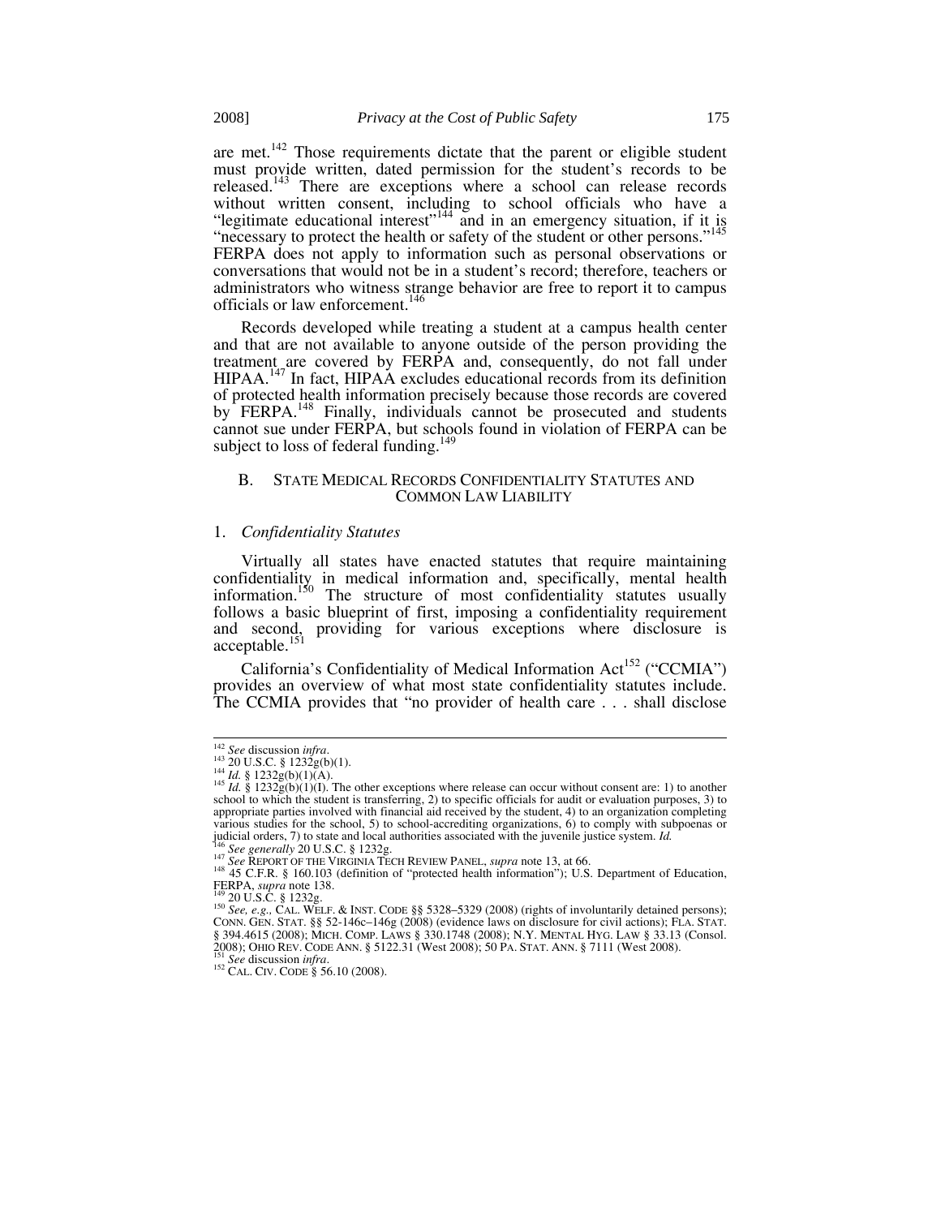are met.[142] Those requirements dictate that the parent or eligible student must provide written, dated permission for the student's records to be released.[143] There are exceptions where a school can release records without written consent, including to school officials who have a "legitimate educational interest"[144] and in an emergency situation, if it is "necessary to protect the health or safety of the student or other persons."[145] FERPA does not apply to information such as personal observations or conversations that would not be in a student's record; therefore, teachers or administrators who witness strange behavior are free to report it to campus officials or law enforcement.[146]

Records developed while treating a student at a campus health center and that are not available to anyone outside of the person providing the treatment are covered by FERPA and, consequently, do not fall under HIPAA.[147] In fact, HIPAA excludes educational records from its definition of protected health information precisely because those records are covered by FERPA.[148] Finally, individuals cannot be prosecuted and students cannot sue under FERPA, but schools found in violation of FERPA can be subject to loss of federal funding.[149]

## B. STATE MEDICAL RECORDS CONFIDENTIALITY STATUTES AND COMMON LAW LIABILITY

### 1. *Confidentiality Statutes*

Virtually all states have enacted statutes that require maintaining confidentiality in medical information and, specifically, mental health information.[150] The structure of most confidentiality statutes usually follows a basic blueprint of first, imposing a confidentiality requirement and second, providing for various exceptions where disclosure is acceptable.[151]

California's Confidentiality of Medical Information Act[152] ("CCMIA") provides an overview of what most state confidentiality statutes include. The CCMIA provides that "no provider of health care . . . shall disclose

---

[142] *See* discussion *infra*.

[143] 20 U.S.C. § 1232g(b)(1).

[144] *Id.* § 1232g(b)(1)(A).

[145] *Id.* § 1232g(b)(1)(I). The other exceptions where release can occur without consent are: 1) to another school to which the student is transferring, 2) to specific officials for audit or evaluation purposes, 3) to appropriate parties involved with financial aid received by the student, 4) to an organization completing various studies for the school, 5) to school-accrediting organizations, 6) to comply with subpoenas or judicial orders, 7) to state and local authorities associated with the juvenile justice system. *Id.*

[146] *See generally* 20 U.S.C. § 1232g.

[147] *See* REPORT OF THE VIRGINIA TECH REVIEW PANEL, *supra* note 13, at 66.

[148] 45 C.F.R. § 160.103 (definition of "protected health information"); U.S. Department of Education, FERPA, *supra* note 138.

[149] 20 U.S.C. § 1232g.

[150] *See, e.g.,* CAL. WELF. & INST. CODE §§ 5328–5329 (2008) (rights of involuntarily detained persons); CONN. GEN. STAT. §§ 52-146c–146g (2008) (evidence laws on disclosure for civil actions); FLA. STAT. § 394.4615 (2008); MICH. COMP. LAWS § 330.1748 (2008); N.Y. MENTAL HYG. LAW § 33.13 (Consol. 2008); OHIO REV. CODE ANN. § 5122.31 (West 2008); 50 PA. STAT. ANN. § 7111 (West 2008).

[151] *See* discussion *infra*.

[152] CAL. CIV. CODE § 56.10 (2008).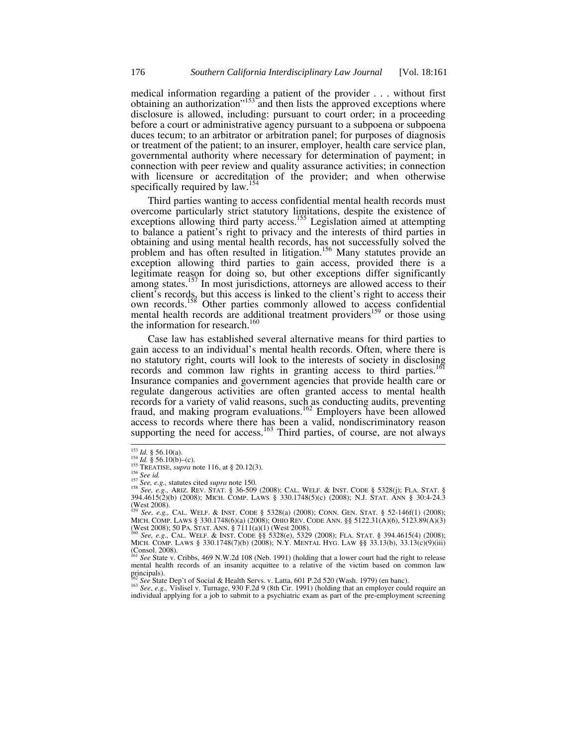medical information regarding a patient of the provider . . . without first obtaining an authorization"[153] and then lists the approved exceptions where disclosure is allowed, including: pursuant to court order; in a proceeding before a court or administrative agency pursuant to a subpoena or subpoena duces tecum; to an arbitrator or arbitration panel; for purposes of diagnosis or treatment of the patient; to an insurer, employer, health care service plan, governmental authority where necessary for determination of payment; in connection with peer review and quality assurance activities; in connection with licensure or accreditation of the provider; and when otherwise specifically required by law.[154]

Third parties wanting to access confidential mental health records must overcome particularly strict statutory limitations, despite the existence of exceptions allowing third party access.[155] Legislation aimed at attempting to balance a patient's right to privacy and the interests of third parties in obtaining and using mental health records, has not successfully solved the problem and has often resulted in litigation.[156] Many statutes provide an exception allowing third parties to gain access, provided there is a legitimate reason for doing so, but other exceptions differ significantly among states.[157] In most jurisdictions, attorneys are allowed access to their client's records, but this access is linked to the client's right to access their own records.[158] Other parties commonly allowed to access confidential mental health records are additional treatment providers[159] or those using the information for research.[160]

Case law has established several alternative means for third parties to gain access to an individual's mental health records. Often, where there is no statutory right, courts will look to the interests of society in disclosing records and common law rights in granting access to third parties.[161] Insurance companies and government agencies that provide health care or regulate dangerous activities are often granted access to mental health records for a variety of valid reasons, such as conducting audits, preventing fraud, and making program evaluations.[162] Employers have been allowed access to records where there has been a valid, nondiscriminatory reason supporting the need for access.[163] Third parties, of course, are not always

---

[153] *Id.* § 56.10(a).

[154] *Id.* § 56.10(b)–(c).

[155] TREATISE, *supra* note 116, at § 20.12(3).

[156] *See id.*

[157] *See, e.g.,* statutes cited *supra* note 150.

[158] *See, e.g.,* ARIZ. REV. STAT. § 36-509 (2008); CAL. WELF. & INST. CODE § 5328(j); FLA. STAT. § 394.4615(2)(b) (2008); MICH. COMP. LAWS § 330.1748(5)(c) (2008); N.J. STAT. ANN § 30:4-24.3 (West 2008).

[159] *See, e.g.,* CAL. WELF. & INST. CODE § 5328(a) (2008); CONN. GEN. STAT. § 52-146f(1) (2008); MICH. COMP. LAWS § 330.1748(6)(a) (2008); OHIO REV. CODE ANN. §§ 5122.31(A)(6), 5123.89(A)(3) (West 2008); 50 PA. STAT. ANN. § 7111(a)(1) (West 2008).

[160] *See, e.g.,* CAL. WELF. & INST. CODE §§ 5328(e), 5329 (2008); FLA. STAT. § 394.4615(4) (2008); MICH. COMP. LAWS § 330.1748(7)(b) (2008); N.Y. MENTAL HYG. LAW §§ 33.13(b), 33.13(c)(9)(iii) (Consol. 2008).

[161] *See* State v. Cribbs, 469 N.W.2d 108 (Neb. 1991) (holding that a lower court had the right to release mental health records of an insanity acquittee to a relative of the victim based on common law principals).

[162] *See* State Dep't of Social & Health Servs. v. Latta, 601 P.2d 520 (Wash. 1979) (en banc).

[163] *See*, *e.g.,* Vislisel v. Turnage, 930 F.2d 9 (8th Cir. 1991) (holding that an employer could require an individual applying for a job to submit to a psychiatric exam as part of the pre-employment screening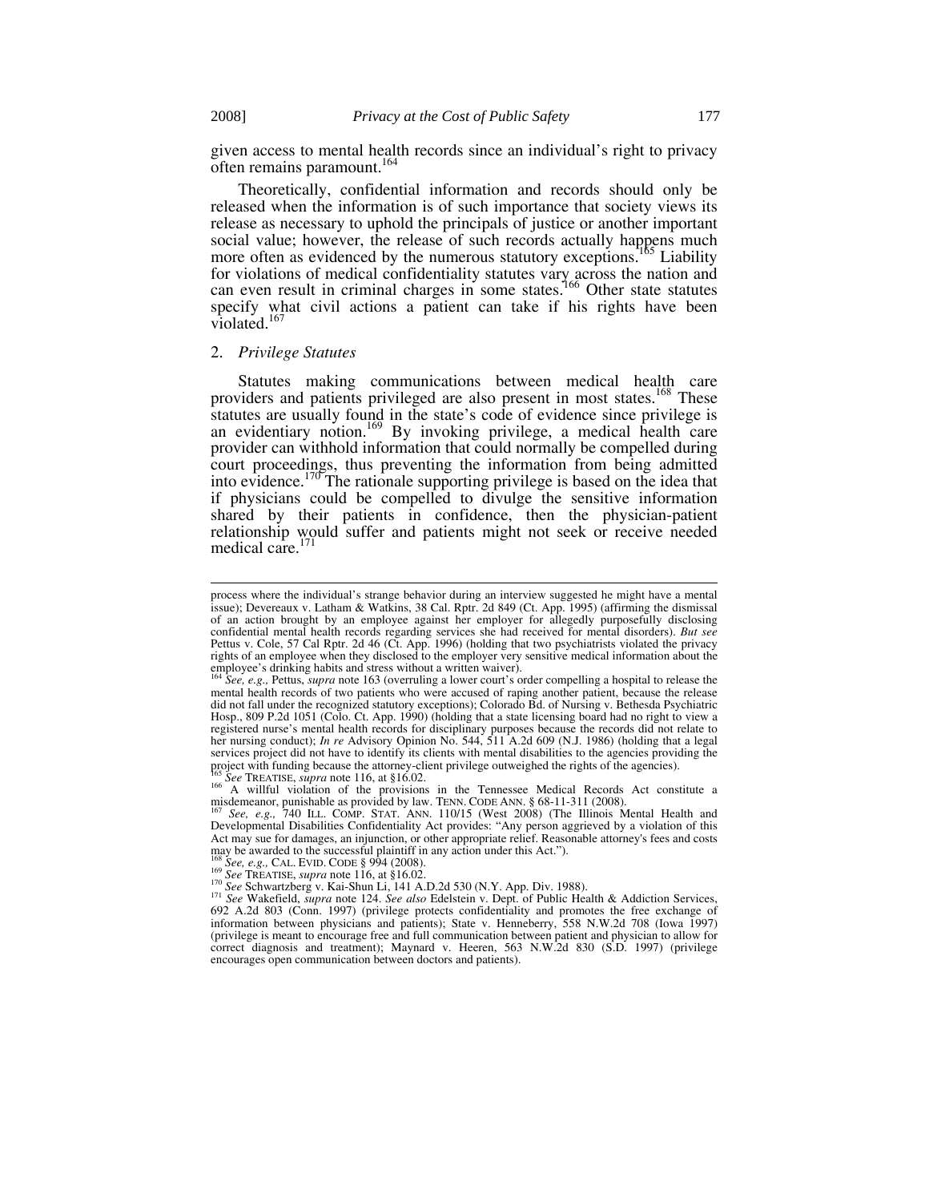given access to mental health records since an individual's right to privacy often remains paramount.[164]

Theoretically, confidential information and records should only be released when the information is of such importance that society views its release as necessary to uphold the principals of justice or another important social value; however, the release of such records actually happens much more often as evidenced by the numerous statutory exceptions.[165] Liability for violations of medical confidentiality statutes vary across the nation and can even result in criminal charges in some states.[166] Other state statutes specify what civil actions a patient can take if his rights have been violated.[167]

2. *Privilege Statutes*

Statutes making communications between medical health care providers and patients privileged are also present in most states.[168] These statutes are usually found in the state's code of evidence since privilege is an evidentiary notion.[169] By invoking privilege, a medical health care provider can withhold information that could normally be compelled during court proceedings, thus preventing the information from being admitted into evidence.[170] The rationale supporting privilege is based on the idea that if physicians could be compelled to divulge the sensitive information shared by their patients in confidence, then the physician-patient relationship would suffer and patients might not seek or receive needed medical care.[171]

---

process where the individual's strange behavior during an interview suggested he might have a mental issue); Devereaux v. Latham & Watkins, 38 Cal. Rptr. 2d 849 (Ct. App. 1995) (affirming the dismissal of an action brought by an employee against her employer for allegedly purposefully disclosing confidential mental health records regarding services she had received for mental disorders). *But see* Pettus v. Cole, 57 Cal Rptr. 2d 46 (Ct. App. 1996) (holding that two psychiatrists violated the privacy rights of an employee when they disclosed to the employer very sensitive medical information about the employee's drinking habits and stress without a written waiver).

[164] *See, e.g.,* Pettus, *supra* note 163 (overruling a lower court's order compelling a hospital to release the mental health records of two patients who were accused of raping another patient, because the release did not fall under the recognized statutory exceptions); Colorado Bd. of Nursing v. Bethesda Psychiatric Hosp., 809 P.2d 1051 (Colo. Ct. App. 1990) (holding that a state licensing board had no right to view a registered nurse's mental health records for disciplinary purposes because the records did not relate to her nursing conduct); *In re* Advisory Opinion No. 544, 511 A.2d 609 (N.J. 1986) (holding that a legal services project did not have to identify its clients with mental disabilities to the agencies providing the project with funding because the attorney-client privilege outweighed the rights of the agencies).

[165] *See* TREATISE, *supra* note 116, at §16.02.

[166] A willful violation of the provisions in the Tennessee Medical Records Act constitute a misdemeanor, punishable as provided by law. TENN. CODE ANN. § 68-11-311 (2008).

[167] *See, e.g.,* 740 ILL. COMP. STAT. ANN. 110/15 (West 2008) (The Illinois Mental Health and Developmental Disabilities Confidentiality Act provides: "Any person aggrieved by a violation of this Act may sue for damages, an injunction, or other appropriate relief. Reasonable attorney's fees and costs may be awarded to the successful plaintiff in any action under this Act.").

[168] *See, e.g.,* CAL. EVID. CODE § 994 (2008).

[169] *See* TREATISE, *supra* note 116, at §16.02.

[170] *See* Schwartzberg v. Kai-Shun Li, 141 A.D.2d 530 (N.Y. App. Div. 1988).

[171] *See* Wakefield, *supra* note 124. *See also* Edelstein v. Dept. of Public Health & Addiction Services, 692 A.2d 803 (Conn. 1997) (privilege protects confidentiality and promotes the free exchange of information between physicians and patients); State v. Henneberry, 558 N.W.2d 708 (Iowa 1997) (privilege is meant to encourage free and full communication between patient and physician to allow for correct diagnosis and treatment); Maynard v. Heeren, 563 N.W.2d 830 (S.D. 1997) (privilege encourages open communication between doctors and patients).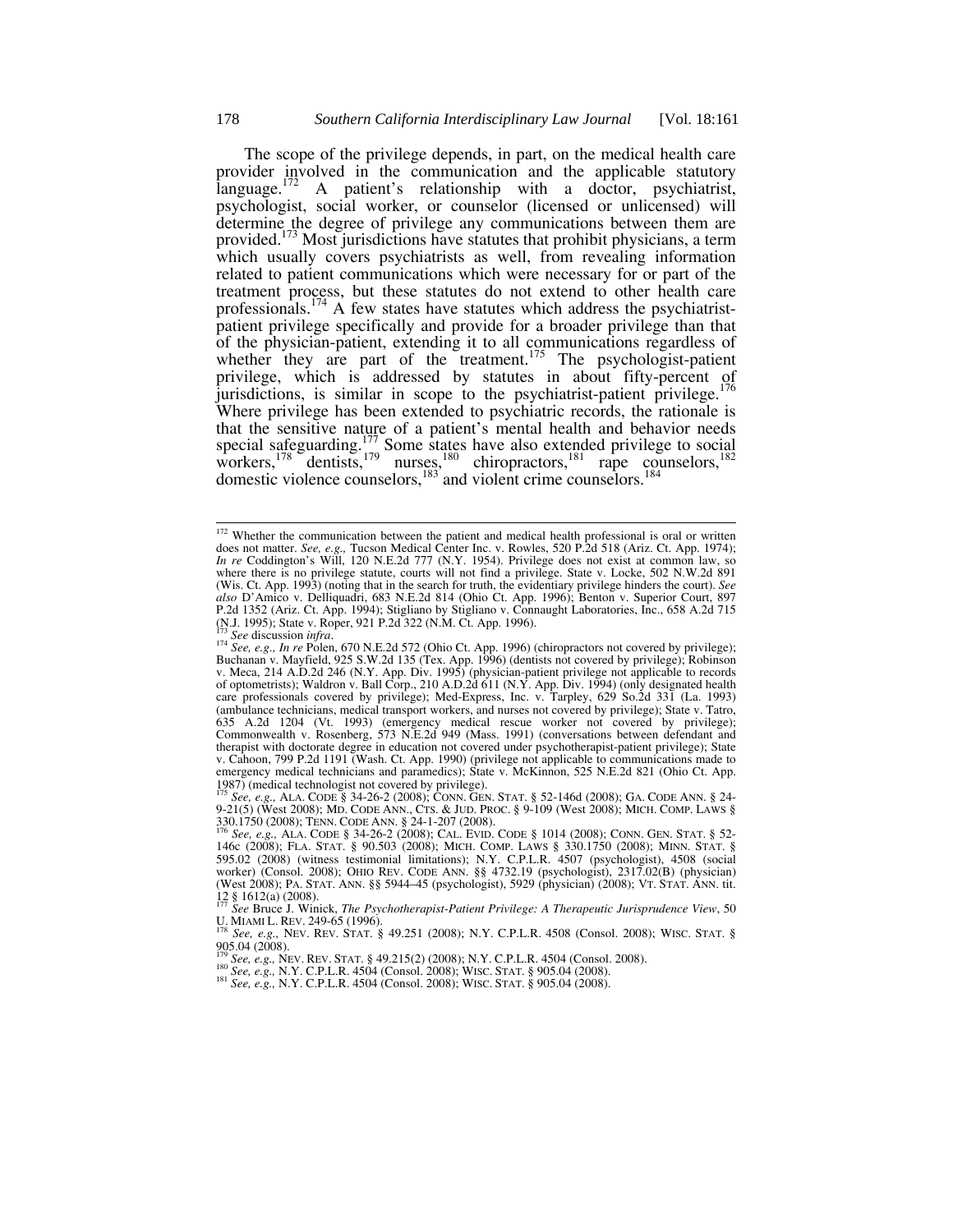The scope of the privilege depends, in part, on the medical health care provider involved in the communication and the applicable statutory language.[172] A patient's relationship with a doctor, psychiatrist, psychologist, social worker, or counselor (licensed or unlicensed) will determine the degree of privilege any communications between them are provided.[173] Most jurisdictions have statutes that prohibit physicians, a term which usually covers psychiatrists as well, from revealing information related to patient communications which were necessary for or part of the treatment process, but these statutes do not extend to other health care professionals.[174] A few states have statutes which address the psychiatrist-patient privilege specifically and provide for a broader privilege than that of the physician-patient, extending it to all communications regardless of whether they are part of the treatment.[175] The psychologist-patient privilege, which is addressed by statutes in about fifty-percent of jurisdictions, is similar in scope to the psychiatrist-patient privilege.[176] Where privilege has been extended to psychiatric records, the rationale is that the sensitive nature of a patient's mental health and behavior needs special safeguarding.[177] Some states have also extended privilege to social workers,[178] dentists,[179] nurses,[180] chiropractors,[181] rape counselors,[182] domestic violence counselors,[183] and violent crime counselors.[184]

---

[172] Whether the communication between the patient and medical health professional is oral or written does not matter. *See, e.g.,* Tucson Medical Center Inc. v. Rowles, 520 P.2d 518 (Ariz. Ct. App. 1974); *In re* Coddington's Will, 120 N.E.2d 777 (N.Y. 1954). Privilege does not exist at common law, so where there is no privilege statute, courts will not find a privilege. State v. Locke, 502 N.W.2d 891 (Wis. Ct. App. 1993) (noting that in the search for truth, the evidentiary privilege hinders the court). *See also* D'Amico v. Delliquadri, 683 N.E.2d 814 (Ohio Ct. App. 1996); Benton v. Superior Court, 897 P.2d 1352 (Ariz. Ct. App. 1994); Stigliano by Stigliano v. Connaught Laboratories, Inc., 658 A.2d 715 (N.J. 1995); State v. Roper, 921 P.2d 322 (N.M. Ct. App. 1996).

[173] *See* discussion *infra*.

[174] *See, e.g., In re* Polen, 670 N.E.2d 572 (Ohio Ct. App. 1996) (chiropractors not covered by privilege); Buchanan v. Mayfield, 925 S.W.2d 135 (Tex. App. 1996) (dentists not covered by privilege); Robinson v. Meca, 214 A.D.2d 246 (N.Y. App. Div. 1995) (physician-patient privilege not applicable to records of optometrists); Waldron v. Ball Corp., 210 A.D.2d 611 (N.Y. App. Div. 1994) (only designated health care professionals covered by privilege); Med-Express, Inc. v. Tarpley, 629 So.2d 331 (La. 1993) (ambulance technicians, medical transport workers, and nurses not covered by privilege); State v. Tatro, 635 A.2d 1204 (Vt. 1993) (emergency medical rescue worker not covered by privilege); Commonwealth v. Rosenberg, 573 N.E.2d 949 (Mass. 1991) (conversations between defendant and therapist with doctorate degree in education not covered under psychotherapist-patient privilege); State v. Cahoon, 799 P.2d 1191 (Wash. Ct. App. 1990) (privilege not applicable to communications made to emergency medical technicians and paramedics); State v. McKinnon, 525 N.E.2d 821 (Ohio Ct. App. 1987) (medical technologist not covered by privilege).

[175] *See, e.g.,* ALA. CODE § 34-26-2 (2008); CONN. GEN. STAT. § 52-146d (2008); GA. CODE ANN. § 24-9-21(5) (West 2008); MD. CODE ANN., CTS. & JUD. PROC. § 9-109 (West 2008); MICH. COMP. LAWS § 330.1750 (2008); TENN. CODE ANN. § 24-1-207 (2008).

[176] *See, e.g.,* ALA. CODE § 34-26-2 (2008); CAL. EVID. CODE § 1014 (2008); CONN. GEN. STAT. § 52-146c (2008); FLA. STAT. § 90.503 (2008); MICH. COMP. LAWS § 330.1750 (2008); MINN. STAT. § 595.02 (2008) (witness testimonial limitations); N.Y. C.P.L.R. 4507 (psychologist), 4508 (social worker) (Consol. 2008); OHIO REV. CODE ANN. §§ 4732.19 (psychologist), 2317.02(B) (physician) (West 2008); PA. STAT. ANN. §§ 5944–45 (psychologist), 5929 (physician) (2008); VT. STAT. ANN. tit. 12 § 1612(a) (2008).

[177] *See* Bruce J. Winick, *The Psychotherapist-Patient Privilege: A Therapeutic Jurisprudence View*, 50 U. MIAMI L. REV. 249-65 (1996).

[178] *See, e.g.,* NEV. REV. STAT. § 49.251 (2008); N.Y. C.P.L.R. 4508 (Consol. 2008); WISC. STAT. § 905.04 (2008).

[179] *See, e.g.,* NEV. REV. STAT. § 49.215(2) (2008); N.Y. C.P.L.R. 4504 (Consol. 2008).

[180] *See, e.g.,* N.Y. C.P.L.R. 4504 (Consol. 2008); WISC. STAT. § 905.04 (2008).

[181] *See, e.g.,* N.Y. C.P.L.R. 4504 (Consol. 2008); WISC. STAT. § 905.04 (2008).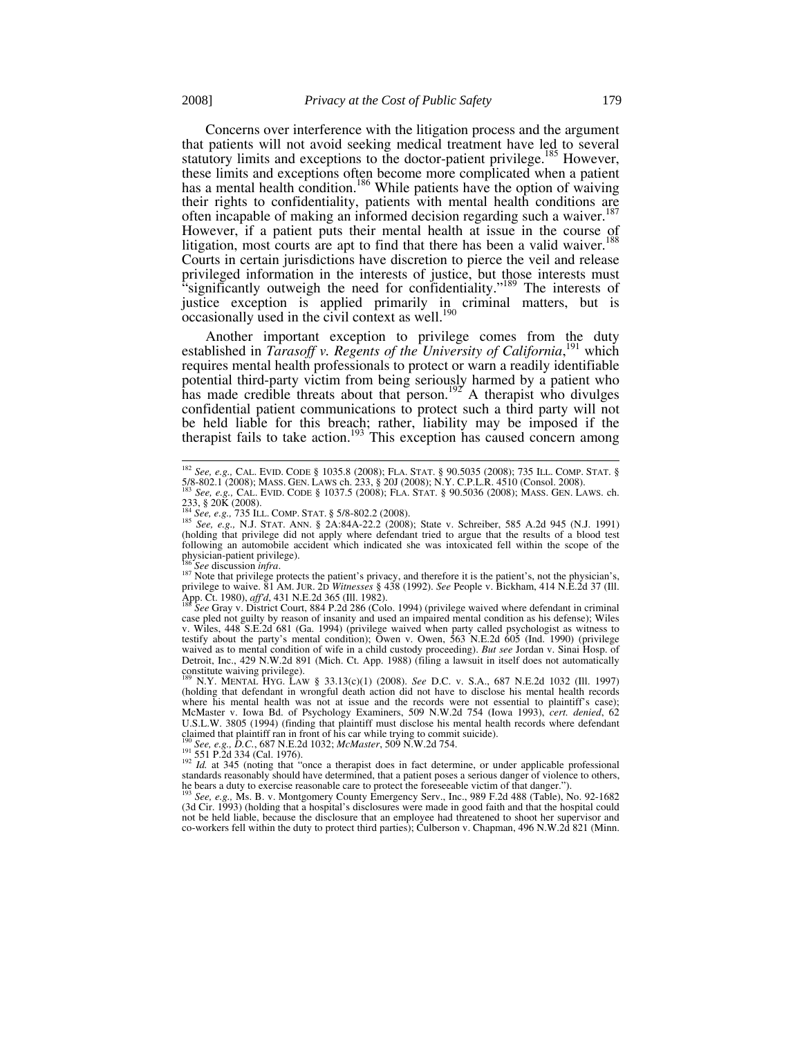Concerns over interference with the litigation process and the argument that patients will not avoid seeking medical treatment have led to several statutory limits and exceptions to the doctor-patient privilege.[185] However, these limits and exceptions often become more complicated when a patient has a mental health condition.[186] While patients have the option of waiving their rights to confidentiality, patients with mental health conditions are often incapable of making an informed decision regarding such a waiver.[187] However, if a patient puts their mental health at issue in the course of litigation, most courts are apt to find that there has been a valid waiver.[188] Courts in certain jurisdictions have discretion to pierce the veil and release privileged information in the interests of justice, but those interests must "significantly outweigh the need for confidentiality."[189] The interests of justice exception is applied primarily in criminal matters, but is occasionally used in the civil context as well.[190]

Another important exception to privilege comes from the duty established in *Tarasoff v. Regents of the University of California*,[191] which requires mental health professionals to protect or warn a readily identifiable potential third-party victim from being seriously harmed by a patient who has made credible threats about that person.[192] A therapist who divulges confidential patient communications to protect such a third party will not be held liable for this breach; rather, liability may be imposed if the therapist fails to take action.[193] This exception has caused concern among

---

[182] *See, e.g.,* CAL. EVID. CODE § 1035.8 (2008); FLA. STAT. § 90.5035 (2008); 735 ILL. COMP. STAT. § 5/8-802.1 (2008); MASS. GEN. LAWS ch. 233, § 20J (2008); N.Y. C.P.L.R. 4510 (Consol. 2008).

[183] *See, e.g.,* CAL. EVID. CODE § 1037.5 (2008); FLA. STAT. § 90.5036 (2008); MASS. GEN. LAWS. ch. 233, § 20K (2008).

[184] *See, e.g.,* 735 ILL. COMP. STAT. § 5/8-802.2 (2008).

[185] *See, e.g.,* N.J. STAT. ANN. § 2A:84A-22.2 (2008); State v. Schreiber, 585 A.2d 945 (N.J. 1991) (holding that privilege did not apply where defendant tried to argue that the results of a blood test following an automobile accident which indicated she was intoxicated fell within the scope of the physician-patient privilege).

[186] *See* discussion *infra*.

[187] Note that privilege protects the patient's privacy, and therefore it is the patient's, not the physician's, privilege to waive. 81 AM. JUR. 2D *Witnesses* § 438 (1992). *See* People v. Bickham, 414 N.E.2d 37 (Ill. App. Ct. 1980), *aff'd*, 431 N.E.2d 365 (Ill. 1982).

[188] *See* Gray v. District Court, 884 P.2d 286 (Colo. 1994) (privilege waived where defendant in criminal case pled not guilty by reason of insanity and used an impaired mental condition as his defense); Wiles v. Wiles, 448 S.E.2d 681 (Ga. 1994) (privilege waived when party called psychologist as witness to testify about the party's mental condition); Owen v. Owen, 563 N.E.2d 605 (Ind. 1990) (privilege waived as to mental condition of wife in a child custody proceeding). *But see* Jordan v. Sinai Hosp. of Detroit, Inc., 429 N.W.2d 891 (Mich. Ct. App. 1988) (filing a lawsuit in itself does not automatically constitute waiving privilege).

[189] N.Y. MENTAL HYG. LAW § 33.13(c)(1) (2008). *See* D.C. v. S.A., 687 N.E.2d 1032 (Ill. 1997) (holding that defendant in wrongful death action did not have to disclose his mental health records where his mental health was not at issue and the records were not essential to plaintiff's case); McMaster v. Iowa Bd. of Psychology Examiners, 509 N.W.2d 754 (Iowa 1993), *cert. denied*, 62 U.S.L.W. 3805 (1994) (finding that plaintiff must disclose his mental health records where defendant claimed that plaintiff ran in front of his car while trying to commit suicide).

[190] *See, e.g.*, *D.C.*, 687 N.E.2d 1032; *McMaster*, 509 N.W.2d 754.

[191] 551 P.2d 334 (Cal. 1976).

[192] *Id.* at 345 (noting that "once a therapist does in fact determine, or under applicable professional standards reasonably should have determined, that a patient poses a serious danger of violence to others, he bears a duty to exercise reasonable care to protect the foreseeable victim of that danger.").

[193] *See, e.g.,* Ms. B. v. Montgomery County Emergency Serv., Inc., 989 F.2d 488 (Table), No. 92-1682 (3d Cir. 1993) (holding that a hospital's disclosures were made in good faith and that the hospital could not be held liable, because the disclosure that an employee had threatened to shoot her supervisor and co-workers fell within the duty to protect third parties); Culberson v. Chapman, 496 N.W.2d 821 (Minn.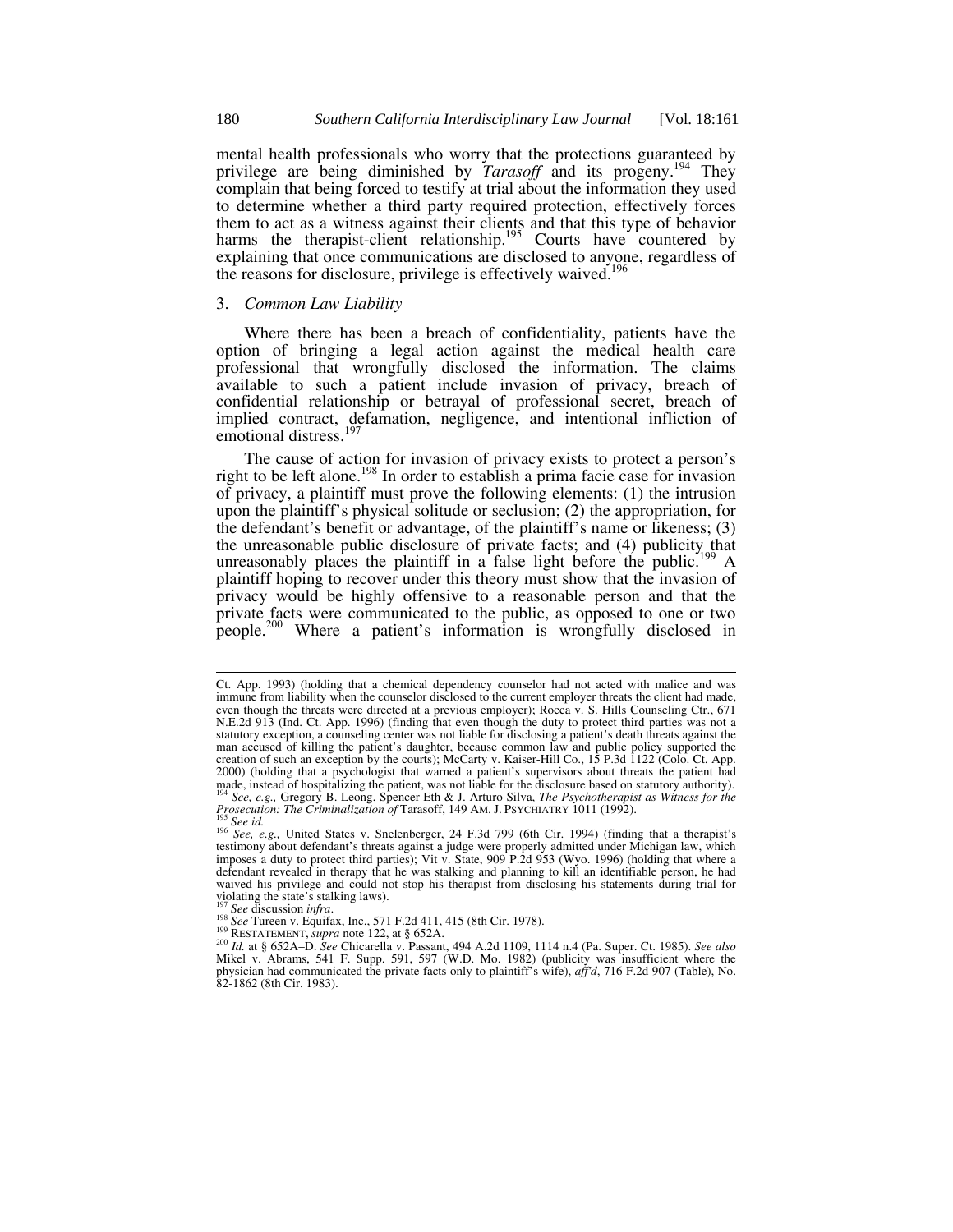mental health professionals who worry that the protections guaranteed by privilege are being diminished by *Tarasoff* and its progeny.[194] They complain that being forced to testify at trial about the information they used to determine whether a third party required protection, effectively forces them to act as a witness against their clients and that this type of behavior harms the therapist-client relationship.[195] Courts have countered by explaining that once communications are disclosed to anyone, regardless of the reasons for disclosure, privilege is effectively waived.[196]

### 3. *Common Law Liability*

Where there has been a breach of confidentiality, patients have the option of bringing a legal action against the medical health care professional that wrongfully disclosed the information. The claims available to such a patient include invasion of privacy, breach of confidential relationship or betrayal of professional secret, breach of implied contract, defamation, negligence, and intentional infliction of emotional distress.[197]

The cause of action for invasion of privacy exists to protect a person's right to be left alone.[198] In order to establish a prima facie case for invasion of privacy, a plaintiff must prove the following elements: (1) the intrusion upon the plaintiff's physical solitude or seclusion; (2) the appropriation, for the defendant's benefit or advantage, of the plaintiff's name or likeness; (3) the unreasonable public disclosure of private facts; and (4) publicity that unreasonably places the plaintiff in a false light before the public.[199] A plaintiff hoping to recover under this theory must show that the invasion of privacy would be highly offensive to a reasonable person and that the private facts were communicated to the public, as opposed to one or two people.[200] Where a patient's information is wrongfully disclosed in

---

Ct. App. 1993) (holding that a chemical dependency counselor had not acted with malice and was immune from liability when the counselor disclosed to the current employer threats the client had made, even though the threats were directed at a previous employer); Rocca v. S. Hills Counseling Ctr., 671 N.E.2d 913 (Ind. Ct. App. 1996) (finding that even though the duty to protect third parties was not a statutory exception, a counseling center was not liable for disclosing a patient's death threats against the man accused of killing the patient's daughter, because common law and public policy supported the creation of such an exception by the courts); McCarty v. Kaiser-Hill Co., 15 P.3d 1122 (Colo. Ct. App. 2000) (holding that a psychologist that warned a patient's supervisors about threats the patient had made, instead of hospitalizing the patient, was not liable for the disclosure based on statutory authority).

[194] *See, e.g.,* Gregory B. Leong, Spencer Eth & J. Arturo Silva, *The Psychotherapist as Witness for the Prosecution: The Criminalization of* Tarasoff, 149 AM. J. PSYCHIATRY 1011 (1992).

[195] *See id.*

[196] *See, e.g.,* United States v. Snelenberger, 24 F.3d 799 (6th Cir. 1994) (finding that a therapist's testimony about defendant's threats against a judge were properly admitted under Michigan law, which imposes a duty to protect third parties); Vit v. State, 909 P.2d 953 (Wyo. 1996) (holding that where a defendant revealed in therapy that he was stalking and planning to kill an identifiable person, he had waived his privilege and could not stop his therapist from disclosing his statements during trial for violating the state's stalking laws).

[197] *See* discussion *infra*.

[198] *See* Tureen v. Equifax, Inc., 571 F.2d 411, 415 (8th Cir. 1978).

[199] RESTATEMENT, *supra* note 122, at § 652A.

[200] *Id.* at § 652A–D. *See* Chicarella v. Passant, 494 A.2d 1109, 1114 n.4 (Pa. Super. Ct. 1985). *See also* Mikel v. Abrams, 541 F. Supp. 591, 597 (W.D. Mo. 1982) (publicity was insufficient where the physician had communicated the private facts only to plaintiff's wife), *aff'd*, 716 F.2d 907 (Table), No. 82-1862 (8th Cir. 1983).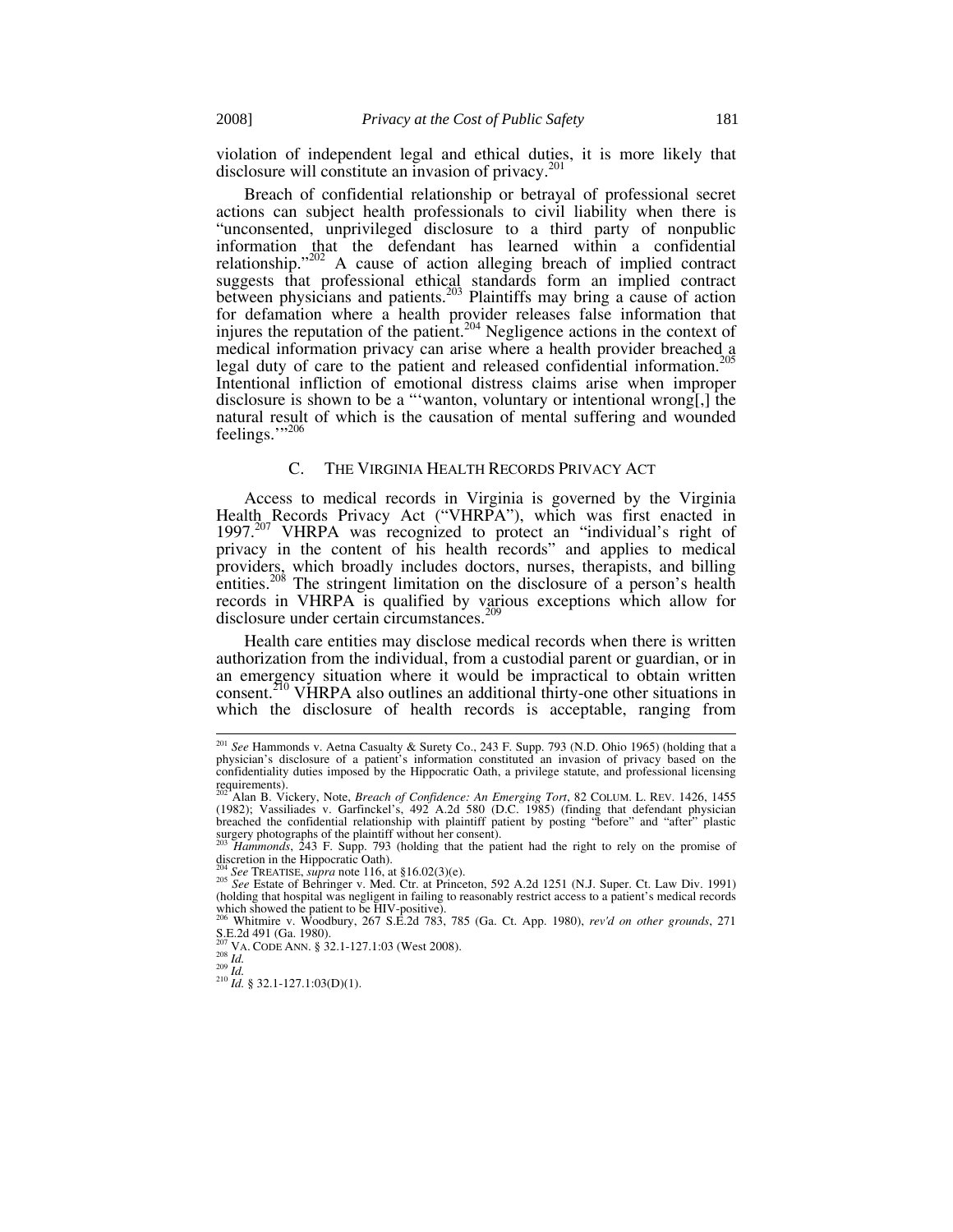violation of independent legal and ethical duties, it is more likely that disclosure will constitute an invasion of privacy.[201]

Breach of confidential relationship or betrayal of professional secret actions can subject health professionals to civil liability when there is "unconsented, unprivileged disclosure to a third party of nonpublic information that the defendant has learned within a confidential relationship."[202] A cause of action alleging breach of implied contract suggests that professional ethical standards form an implied contract between physicians and patients.[203] Plaintiffs may bring a cause of action for defamation where a health provider releases false information that injures the reputation of the patient.[204] Negligence actions in the context of medical information privacy can arise where a health provider breached a legal duty of care to the patient and released confidential information.[205] Intentional infliction of emotional distress claims arise when improper disclosure is shown to be a "'wanton, voluntary or intentional wrong[,] the natural result of which is the causation of mental suffering and wounded feelings.'"[206]

### C. THE VIRGINIA HEALTH RECORDS PRIVACY ACT

Access to medical records in Virginia is governed by the Virginia Health Records Privacy Act ("VHRPA"), which was first enacted in 1997.[207] VHRPA was recognized to protect an "individual's right of privacy in the content of his health records" and applies to medical providers, which broadly includes doctors, nurses, therapists, and billing entities.[208] The stringent limitation on the disclosure of a person's health records in VHRPA is qualified by various exceptions which allow for disclosure under certain circumstances.[209]

Health care entities may disclose medical records when there is written authorization from the individual, from a custodial parent or guardian, or in an emergency situation where it would be impractical to obtain written consent.[210] VHRPA also outlines an additional thirty-one other situations in which the disclosure of health records is acceptable, ranging from

---

[201] *See* Hammonds v. Aetna Casualty & Surety Co., 243 F. Supp. 793 (N.D. Ohio 1965) (holding that a physician's disclosure of a patient's information constituted an invasion of privacy based on the confidentiality duties imposed by the Hippocratic Oath, a privilege statute, and professional licensing requirements).

[202] Alan B. Vickery, Note, *Breach of Confidence: An Emerging Tort*, 82 COLUM. L. REV. 1426, 1455 (1982); Vassiliades v. Garfinckel's, 492 A.2d 580 (D.C. 1985) (finding that defendant physician breached the confidential relationship with plaintiff patient by posting "before" and "after" plastic surgery photographs of the plaintiff without her consent).

[203] *Hammonds*, 243 F. Supp. 793 (holding that the patient had the right to rely on the promise of discretion in the Hippocratic Oath).

[204] *See* TREATISE, *supra* note 116, at §16.02(3)(e).

[205] *See* Estate of Behringer v. Med. Ctr. at Princeton, 592 A.2d 1251 (N.J. Super. Ct. Law Div. 1991) (holding that hospital was negligent in failing to reasonably restrict access to a patient's medical records which showed the patient to be HIV-positive).

[206] Whitmire v. Woodbury, 267 S.E.2d 783, 785 (Ga. Ct. App. 1980), *rev'd on other grounds*, 271 S.E.2d 491 (Ga. 1980).

[207] VA. CODE ANN. § 32.1-127.1:03 (West 2008).

[208] *Id.*

[209] *Id.*

[210] *Id.* § 32.1-127.1:03(D)(1).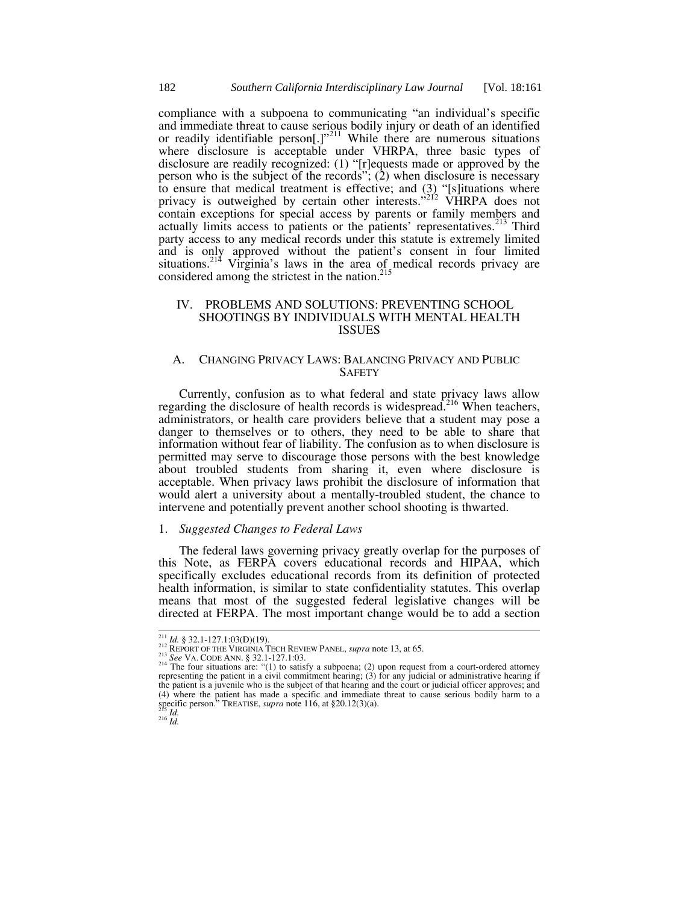compliance with a subpoena to communicating "an individual's specific and immediate threat to cause serious bodily injury or death of an identified or readily identifiable person[.]"[211] While there are numerous situations where disclosure is acceptable under VHRPA, three basic types of disclosure are readily recognized: (1) "[r]equests made or approved by the person who is the subject of the records"; (2) when disclosure is necessary to ensure that medical treatment is effective; and (3) "[s]ituations where privacy is outweighed by certain other interests."[212] VHRPA does not contain exceptions for special access by parents or family members and actually limits access to patients or the patients' representatives.[213] Third party access to any medical records under this statute is extremely limited and is only approved without the patient's consent in four limited situations.[214] Virginia's laws in the area of medical records privacy are considered among the strictest in the nation.[215]

## IV. PROBLEMS AND SOLUTIONS: PREVENTING SCHOOL SHOOTINGS BY INDIVIDUALS WITH MENTAL HEALTH ISSUES

### A. CHANGING PRIVACY LAWS: BALANCING PRIVACY AND PUBLIC SAFETY

Currently, confusion as to what federal and state privacy laws allow regarding the disclosure of health records is widespread.[216] When teachers, administrators, or health care providers believe that a student may pose a danger to themselves or to others, they need to be able to share that information without fear of liability. The confusion as to when disclosure is permitted may serve to discourage those persons with the best knowledge about troubled students from sharing it, even where disclosure is acceptable. When privacy laws prohibit the disclosure of information that would alert a university about a mentally-troubled student, the chance to intervene and potentially prevent another school shooting is thwarted.

#### 1. *Suggested Changes to Federal Laws*

The federal laws governing privacy greatly overlap for the purposes of this Note, as FERPA covers educational records and HIPAA, which specifically excludes educational records from its definition of protected health information, is similar to state confidentiality statutes. This overlap means that most of the suggested federal legislative changes will be directed at FERPA. The most important change would be to add a section

---

[211] *Id.* § 32.1-127.1:03(D)(19).

[212] REPORT OF THE VIRGINIA TECH REVIEW PANEL, *supra* note 13, at 65.

[213] *See* VA. CODE ANN. § 32.1-127.1:03.

[214] The four situations are: "(1) to satisfy a subpoena; (2) upon request from a court-ordered attorney representing the patient in a civil commitment hearing; (3) for any judicial or administrative hearing if the patient is a juvenile who is the subject of that hearing and the court or judicial officer approves; and (4) where the patient has made a specific and immediate threat to cause serious bodily harm to a specific person." TREATISE, *supra* note 116, at §20.12(3)(a).

[215] *Id.*

[216] *Id.*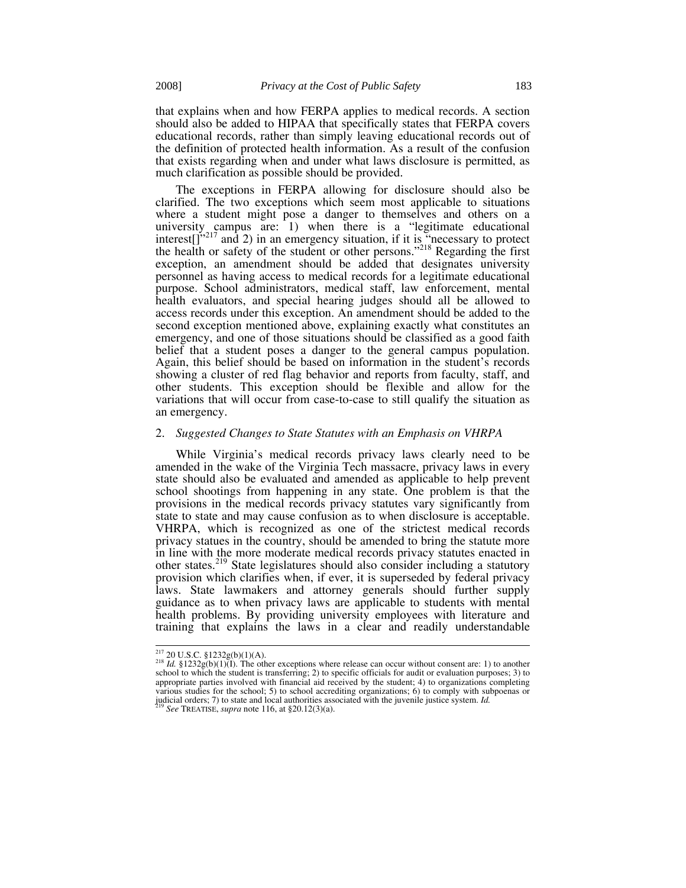that explains when and how FERPA applies to medical records. A section should also be added to HIPAA that specifically states that FERPA covers educational records, rather than simply leaving educational records out of the definition of protected health information. As a result of the confusion that exists regarding when and under what laws disclosure is permitted, as much clarification as possible should be provided.

The exceptions in FERPA allowing for disclosure should also be clarified. The two exceptions which seem most applicable to situations where a student might pose a danger to themselves and others on a university campus are: 1) when there is a "legitimate educational interest[]"[217] and 2) in an emergency situation, if it is "necessary to protect the health or safety of the student or other persons."[218] Regarding the first exception, an amendment should be added that designates university personnel as having access to medical records for a legitimate educational purpose. School administrators, medical staff, law enforcement, mental health evaluators, and special hearing judges should all be allowed to access records under this exception. An amendment should be added to the second exception mentioned above, explaining exactly what constitutes an emergency, and one of those situations should be classified as a good faith belief that a student poses a danger to the general campus population. Again, this belief should be based on information in the student's records showing a cluster of red flag behavior and reports from faculty, staff, and other students. This exception should be flexible and allow for the variations that will occur from case-to-case to still qualify the situation as an emergency.

## 2. *Suggested Changes to State Statutes with an Emphasis on VHRPA*

While Virginia's medical records privacy laws clearly need to be amended in the wake of the Virginia Tech massacre, privacy laws in every state should also be evaluated and amended as applicable to help prevent school shootings from happening in any state. One problem is that the provisions in the medical records privacy statutes vary significantly from state to state and may cause confusion as to when disclosure is acceptable. VHRPA, which is recognized as one of the strictest medical records privacy statues in the country, should be amended to bring the statute more in line with the more moderate medical records privacy statutes enacted in other states.[219] State legislatures should also consider including a statutory provision which clarifies when, if ever, it is superseded by federal privacy laws. State lawmakers and attorney generals should further supply guidance as to when privacy laws are applicable to students with mental health problems. By providing university employees with literature and training that explains the laws in a clear and readily understandable

---

[217] 20 U.S.C. §1232g(b)(1)(A).

[218] *Id.* §1232g(b)(1)(I). The other exceptions where release can occur without consent are: 1) to another school to which the student is transferring; 2) to specific officials for audit or evaluation purposes; 3) to appropriate parties involved with financial aid received by the student; 4) to organizations completing various studies for the school; 5) to school accrediting organizations; 6) to comply with subpoenas or judicial orders; 7) to state and local authorities associated with the juvenile justice system. *Id.*

[219] *See* TREATISE, *supra* note 116, at §20.12(3)(a).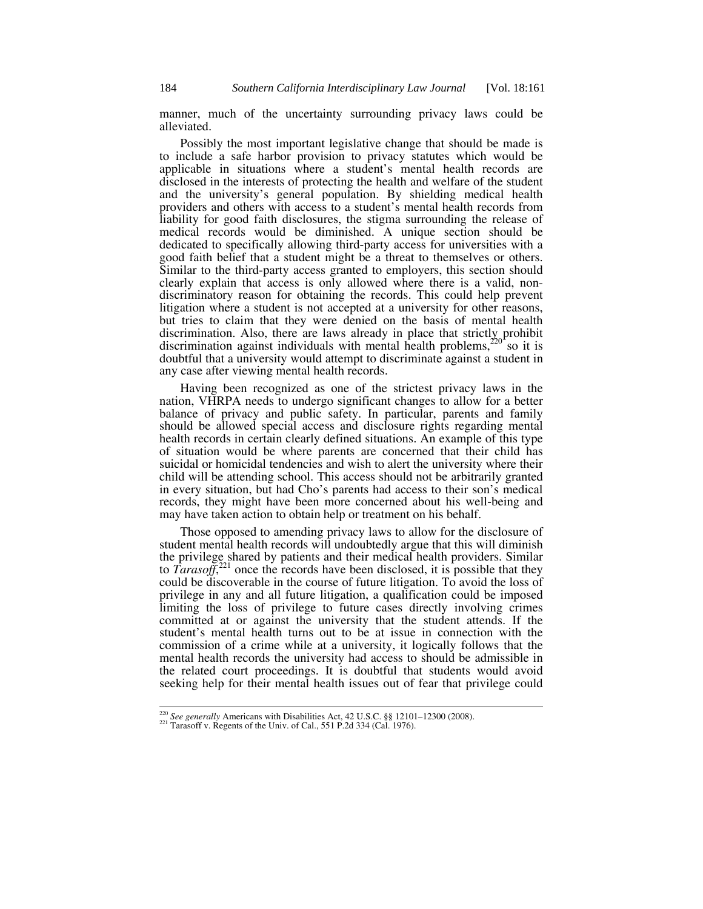manner, much of the uncertainty surrounding privacy laws could be alleviated.

Possibly the most important legislative change that should be made is to include a safe harbor provision to privacy statutes which would be applicable in situations where a student's mental health records are disclosed in the interests of protecting the health and welfare of the student and the university's general population. By shielding medical health providers and others with access to a student's mental health records from liability for good faith disclosures, the stigma surrounding the release of medical records would be diminished. A unique section should be dedicated to specifically allowing third-party access for universities with a good faith belief that a student might be a threat to themselves or others. Similar to the third-party access granted to employers, this section should clearly explain that access is only allowed where there is a valid, non-discriminatory reason for obtaining the records. This could help prevent litigation where a student is not accepted at a university for other reasons, but tries to claim that they were denied on the basis of mental health discrimination. Also, there are laws already in place that strictly prohibit discrimination against individuals with mental health problems,[220] so it is doubtful that a university would attempt to discriminate against a student in any case after viewing mental health records.

Having been recognized as one of the strictest privacy laws in the nation, VHRPA needs to undergo significant changes to allow for a better balance of privacy and public safety. In particular, parents and family should be allowed special access and disclosure rights regarding mental health records in certain clearly defined situations. An example of this type of situation would be where parents are concerned that their child has suicidal or homicidal tendencies and wish to alert the university where their child will be attending school. This access should not be arbitrarily granted in every situation, but had Cho's parents had access to their son's medical records, they might have been more concerned about his well-being and may have taken action to obtain help or treatment on his behalf.

Those opposed to amending privacy laws to allow for the disclosure of student mental health records will undoubtedly argue that this will diminish the privilege shared by patients and their medical health providers. Similar to *Tarasoff*,[221] once the records have been disclosed, it is possible that they could be discoverable in the course of future litigation. To avoid the loss of privilege in any and all future litigation, a qualification could be imposed limiting the loss of privilege to future cases directly involving crimes committed at or against the university that the student attends. If the student's mental health turns out to be at issue in connection with the commission of a crime while at a university, it logically follows that the mental health records the university had access to should be admissible in the related court proceedings. It is doubtful that students would avoid seeking help for their mental health issues out of fear that privilege could

---

[220] *See generally* Americans with Disabilities Act, 42 U.S.C. §§ 12101–12300 (2008).

[221] Tarasoff v. Regents of the Univ. of Cal., 551 P.2d 334 (Cal. 1976).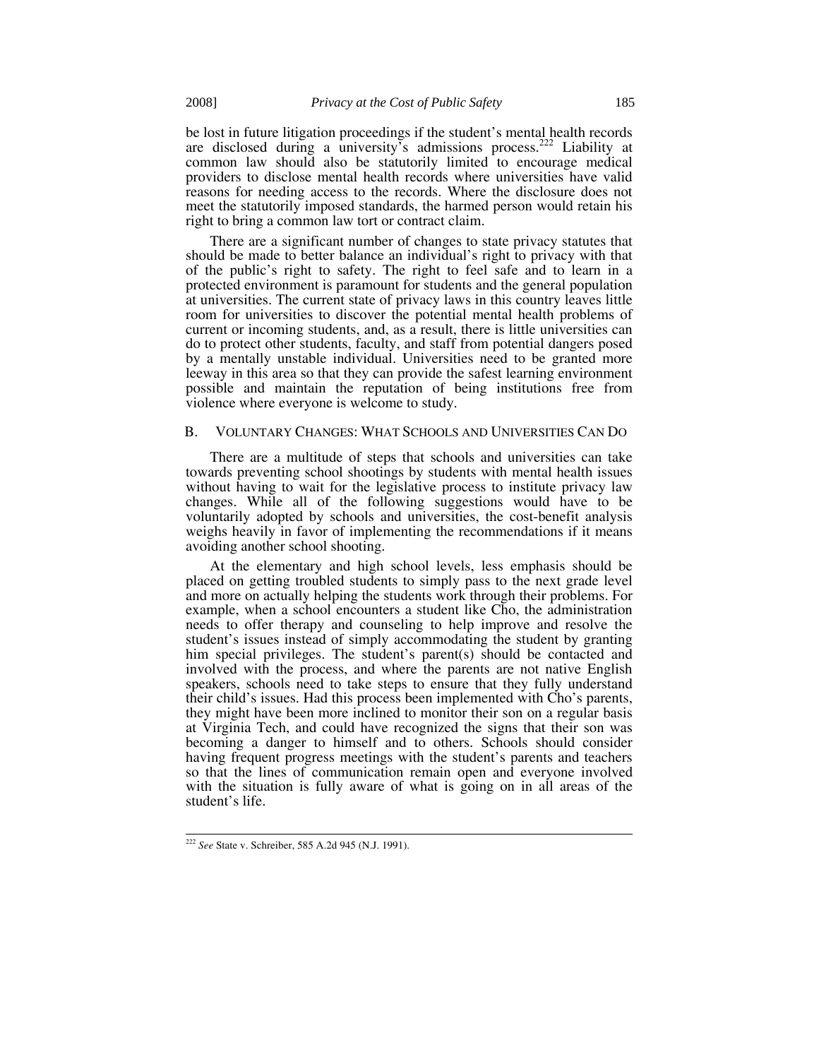be lost in future litigation proceedings if the student's mental health records are disclosed during a university's admissions process.[222] Liability at common law should also be statutorily limited to encourage medical providers to disclose mental health records where universities have valid reasons for needing access to the records. Where the disclosure does not meet the statutorily imposed standards, the harmed person would retain his right to bring a common law tort or contract claim.

There are a significant number of changes to state privacy statutes that should be made to better balance an individual's right to privacy with that of the public's right to safety. The right to feel safe and to learn in a protected environment is paramount for students and the general population at universities. The current state of privacy laws in this country leaves little room for universities to discover the potential mental health problems of current or incoming students, and, as a result, there is little universities can do to protect other students, faculty, and staff from potential dangers posed by a mentally unstable individual. Universities need to be granted more leeway in this area so that they can provide the safest learning environment possible and maintain the reputation of being institutions free from violence where everyone is welcome to study.

### B. VOLUNTARY CHANGES: WHAT SCHOOLS AND UNIVERSITIES CAN DO

There are a multitude of steps that schools and universities can take towards preventing school shootings by students with mental health issues without having to wait for the legislative process to institute privacy law changes. While all of the following suggestions would have to be voluntarily adopted by schools and universities, the cost-benefit analysis weighs heavily in favor of implementing the recommendations if it means avoiding another school shooting.

At the elementary and high school levels, less emphasis should be placed on getting troubled students to simply pass to the next grade level and more on actually helping the students work through their problems. For example, when a school encounters a student like Cho, the administration needs to offer therapy and counseling to help improve and resolve the student's issues instead of simply accommodating the student by granting him special privileges. The student's parent(s) should be contacted and involved with the process, and where the parents are not native English speakers, schools need to take steps to ensure that they fully understand their child's issues. Had this process been implemented with Cho's parents, they might have been more inclined to monitor their son on a regular basis at Virginia Tech, and could have recognized the signs that their son was becoming a danger to himself and to others. Schools should consider having frequent progress meetings with the student's parents and teachers so that the lines of communication remain open and everyone involved with the situation is fully aware of what is going on in all areas of the student's life.

---

[222] *See* State v. Schreiber, 585 A.2d 945 (N.J. 1991).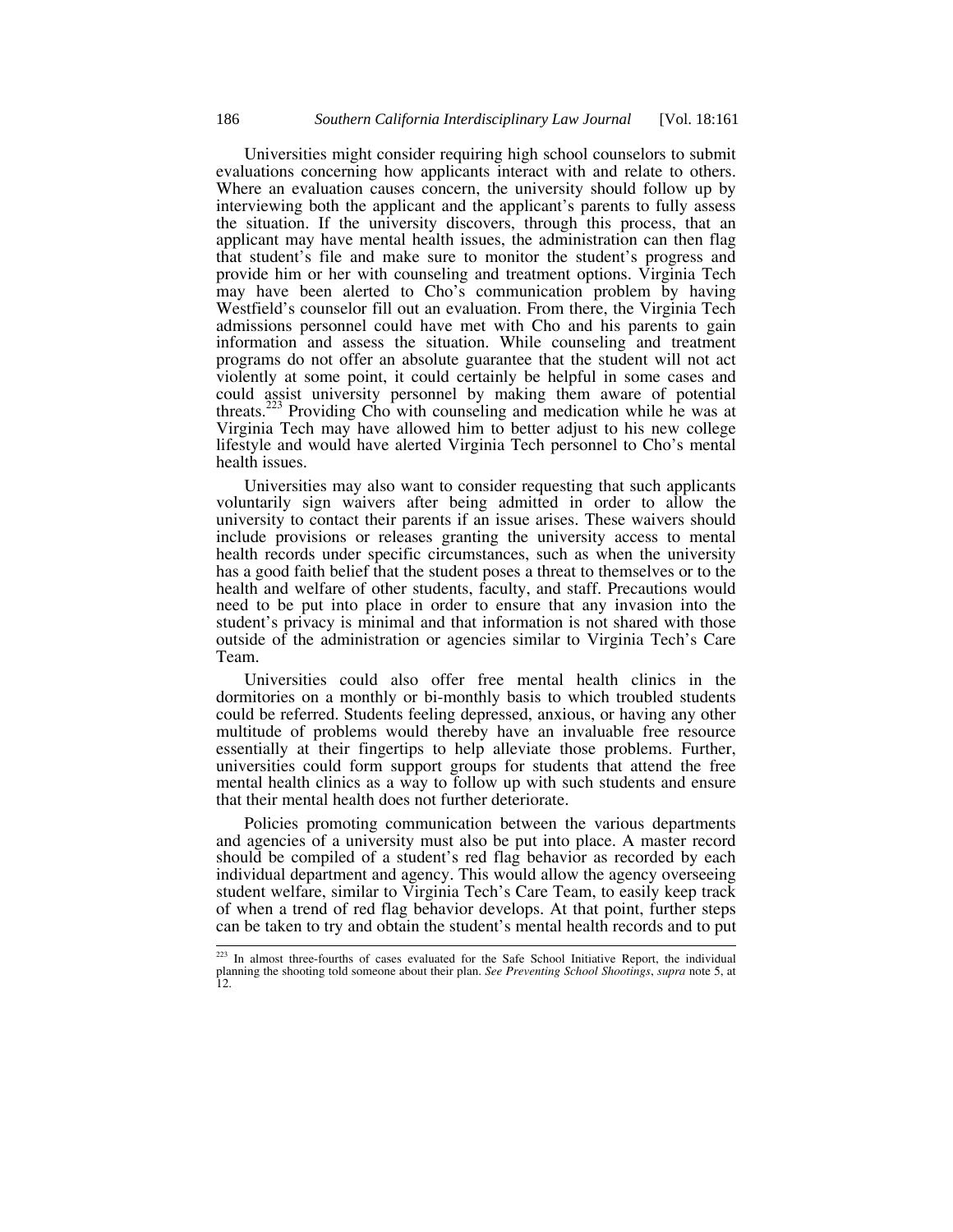Universities might consider requiring high school counselors to submit evaluations concerning how applicants interact with and relate to others. Where an evaluation causes concern, the university should follow up by interviewing both the applicant and the applicant's parents to fully assess the situation. If the university discovers, through this process, that an applicant may have mental health issues, the administration can then flag that student's file and make sure to monitor the student's progress and provide him or her with counseling and treatment options. Virginia Tech may have been alerted to Cho's communication problem by having Westfield's counselor fill out an evaluation. From there, the Virginia Tech admissions personnel could have met with Cho and his parents to gain information and assess the situation. While counseling and treatment programs do not offer an absolute guarantee that the student will not act violently at some point, it could certainly be helpful in some cases and could assist university personnel by making them aware of potential threats.[223] Providing Cho with counseling and medication while he was at Virginia Tech may have allowed him to better adjust to his new college lifestyle and would have alerted Virginia Tech personnel to Cho's mental health issues.

Universities may also want to consider requesting that such applicants voluntarily sign waivers after being admitted in order to allow the university to contact their parents if an issue arises. These waivers should include provisions or releases granting the university access to mental health records under specific circumstances, such as when the university has a good faith belief that the student poses a threat to themselves or to the health and welfare of other students, faculty, and staff. Precautions would need to be put into place in order to ensure that any invasion into the student's privacy is minimal and that information is not shared with those outside of the administration or agencies similar to Virginia Tech's Care Team.

Universities could also offer free mental health clinics in the dormitories on a monthly or bi-monthly basis to which troubled students could be referred. Students feeling depressed, anxious, or having any other multitude of problems would thereby have an invaluable free resource essentially at their fingertips to help alleviate those problems. Further, universities could form support groups for students that attend the free mental health clinics as a way to follow up with such students and ensure that their mental health does not further deteriorate.

Policies promoting communication between the various departments and agencies of a university must also be put into place. A master record should be compiled of a student's red flag behavior as recorded by each individual department and agency. This would allow the agency overseeing student welfare, similar to Virginia Tech's Care Team, to easily keep track of when a trend of red flag behavior develops. At that point, further steps can be taken to try and obtain the student's mental health records and to put

---

[223] In almost three-fourths of cases evaluated for the Safe School Initiative Report, the individual planning the shooting told someone about their plan. *See Preventing School Shootings*, *supra* note 5, at 12.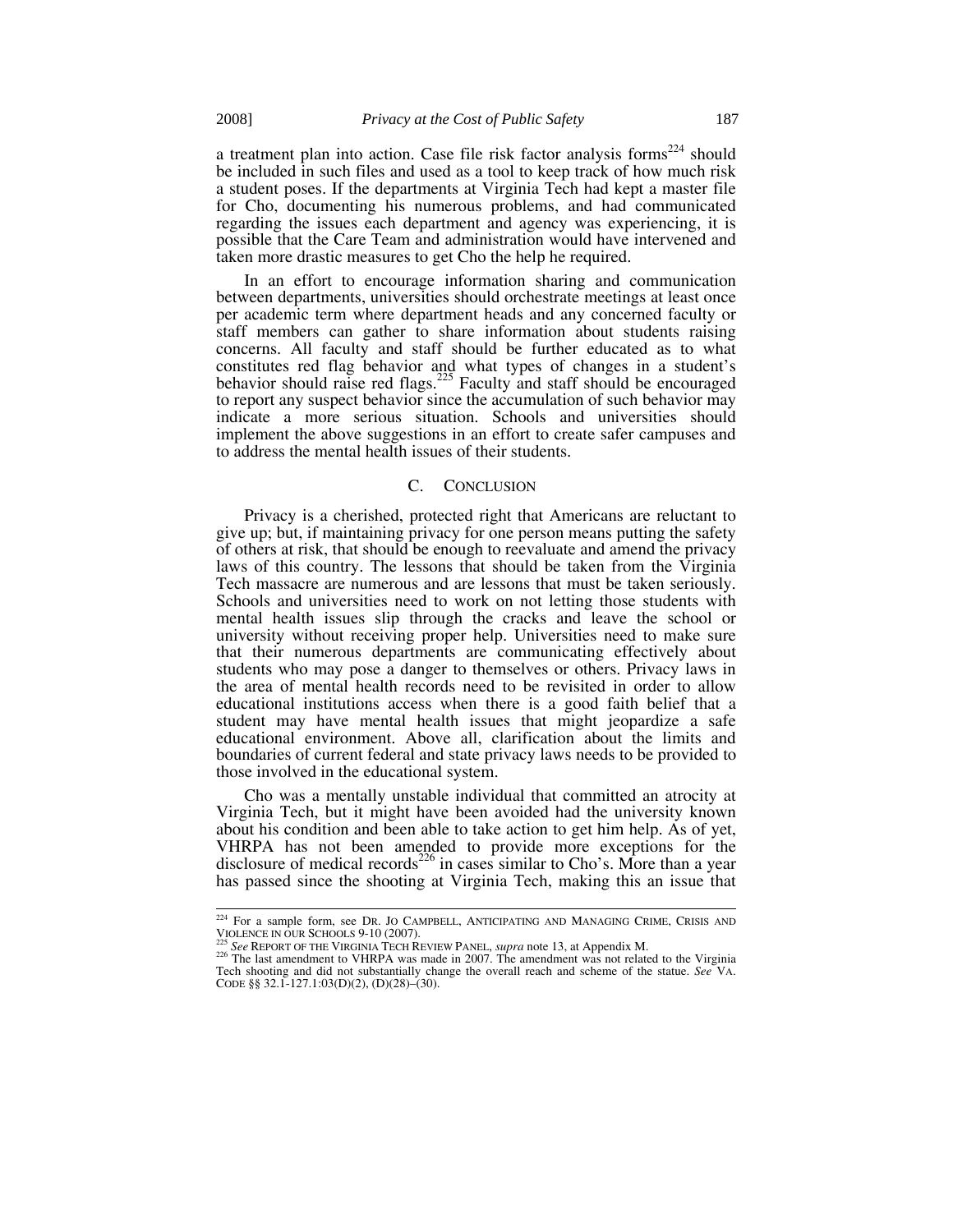a treatment plan into action. Case file risk factor analysis forms[224] should be included in such files and used as a tool to keep track of how much risk a student poses. If the departments at Virginia Tech had kept a master file for Cho, documenting his numerous problems, and had communicated regarding the issues each department and agency was experiencing, it is possible that the Care Team and administration would have intervened and taken more drastic measures to get Cho the help he required.

In an effort to encourage information sharing and communication between departments, universities should orchestrate meetings at least once per academic term where department heads and any concerned faculty or staff members can gather to share information about students raising concerns. All faculty and staff should be further educated as to what constitutes red flag behavior and what types of changes in a student's behavior should raise red flags.[225] Faculty and staff should be encouraged to report any suspect behavior since the accumulation of such behavior may indicate a more serious situation. Schools and universities should implement the above suggestions in an effort to create safer campuses and to address the mental health issues of their students.

## C. CONCLUSION

Privacy is a cherished, protected right that Americans are reluctant to give up; but, if maintaining privacy for one person means putting the safety of others at risk, that should be enough to reevaluate and amend the privacy laws of this country. The lessons that should be taken from the Virginia Tech massacre are numerous and are lessons that must be taken seriously. Schools and universities need to work on not letting those students with mental health issues slip through the cracks and leave the school or university without receiving proper help. Universities need to make sure that their numerous departments are communicating effectively about students who may pose a danger to themselves or others. Privacy laws in the area of mental health records need to be revisited in order to allow educational institutions access when there is a good faith belief that a student may have mental health issues that might jeopardize a safe educational environment. Above all, clarification about the limits and boundaries of current federal and state privacy laws needs to be provided to those involved in the educational system.

Cho was a mentally unstable individual that committed an atrocity at Virginia Tech, but it might have been avoided had the university known about his condition and been able to take action to get him help. As of yet, VHRPA has not been amended to provide more exceptions for the disclosure of medical records[226] in cases similar to Cho's. More than a year has passed since the shooting at Virginia Tech, making this an issue that

---

[224] For a sample form, see DR. JO CAMPBELL, ANTICIPATING AND MANAGING CRIME, CRISIS AND VIOLENCE IN OUR SCHOOLS 9-10 (2007).

[225] *See* REPORT OF THE VIRGINIA TECH REVIEW PANEL, *supra* note 13, at Appendix M.

[226] The last amendment to VHRPA was made in 2007. The amendment was not related to the Virginia Tech shooting and did not substantially change the overall reach and scheme of the statue. *See* VA. CODE §§ 32.1-127.1:03(D)(2), (D)(28)–(30).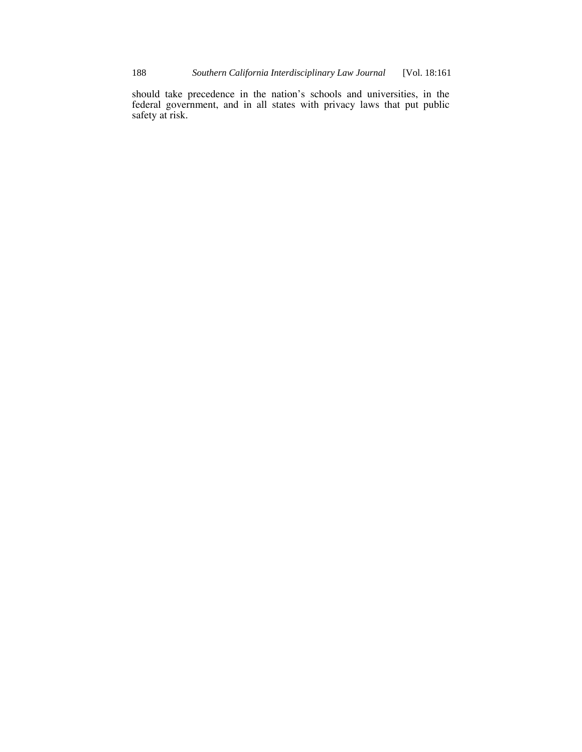should take precedence in the nation's schools and universities, in the federal government, and in all states with privacy laws that put public safety at risk.